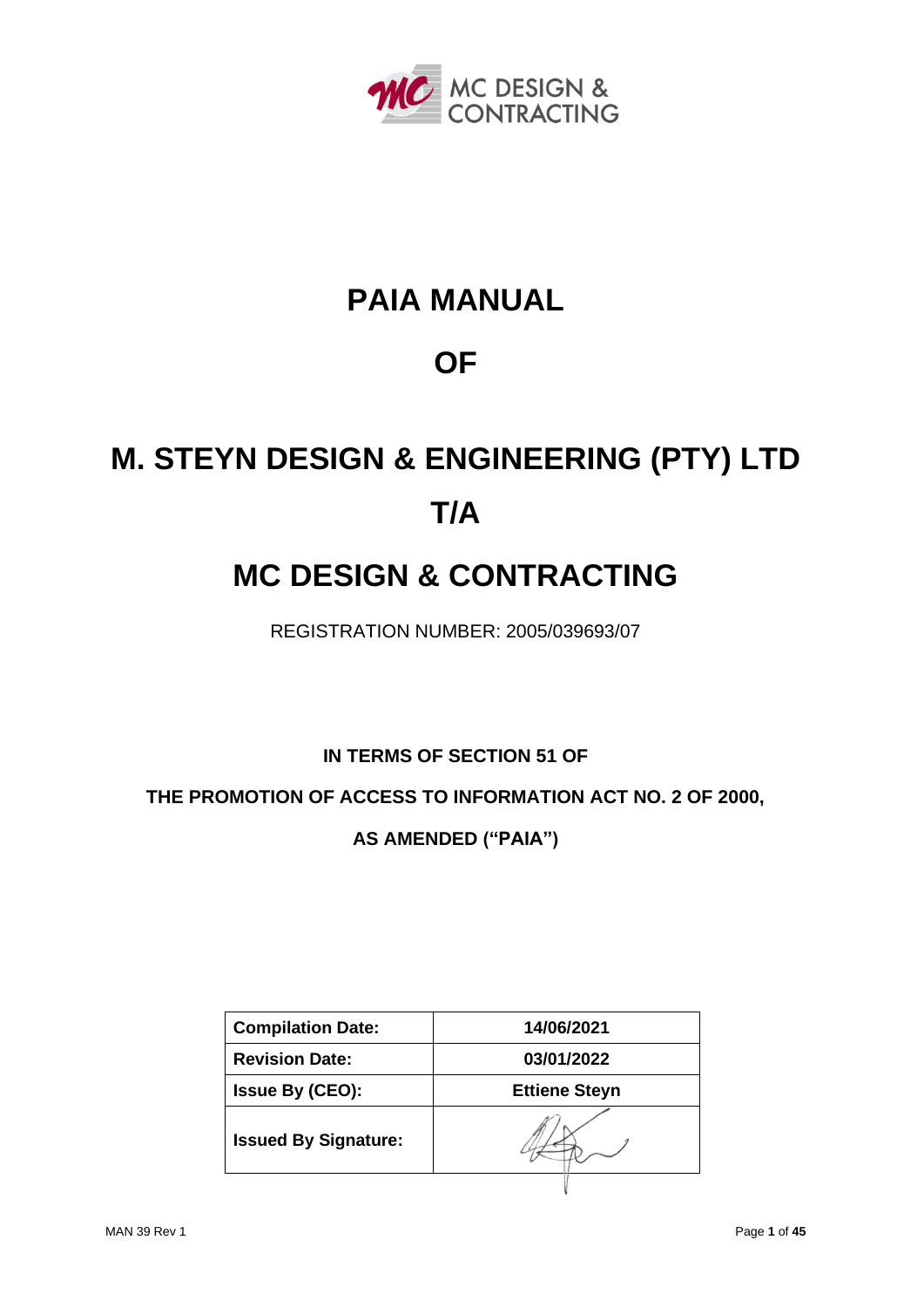MC DESIGN & CONTRACTING

# PAIA MANUAL

# OF

# M. STEYN DESIGN & ENGINEERING (PTY) LTD T/A

# MC DESIGN & CONTRACTING

REGISTRATION NUMBER: 2005/039693/07

**IN TERMS OF SECTION 51 OF**

**THE PROMOTION OF ACCESS TO INFORMATION ACT NO. 2 OF 2000,**

**AS AMENDED ("PAIA")**

| **Compilation Date:** | **14/06/2021** |
|---|---|
| **Revision Date:** | **03/01/2022** |
| **Issue By (CEO):** | **Ettiene Steyn** |
| **Issued By Signature:** | |

MAN 39 Rev 1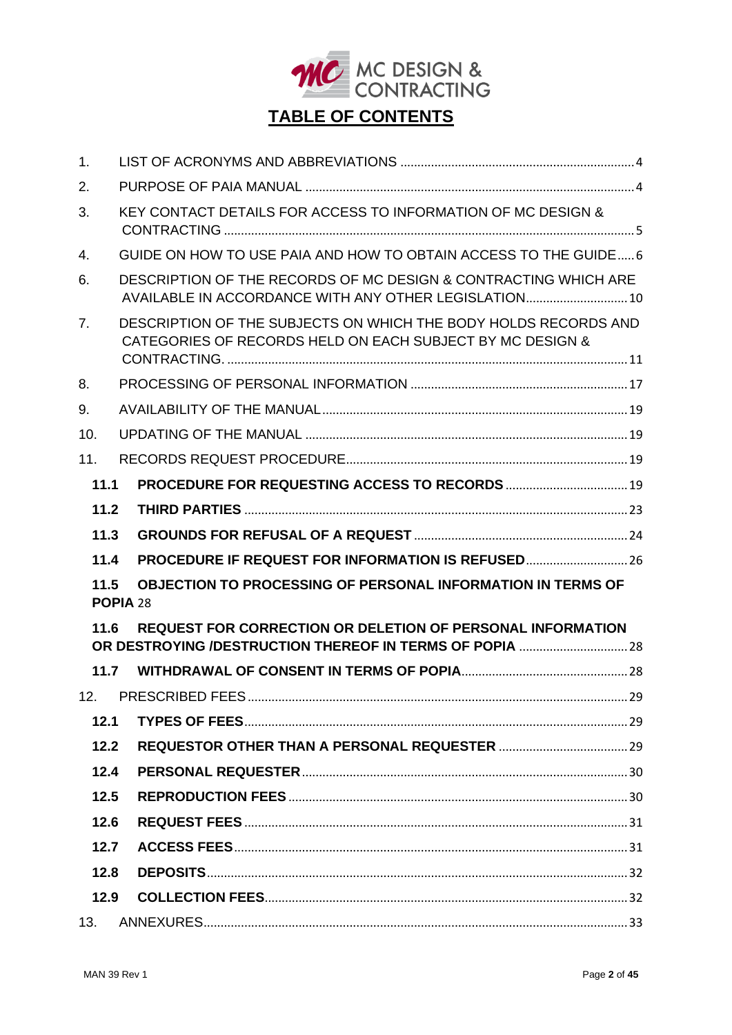MC DESIGN & CONTRACTING

# TABLE OF CONTENTS

1. LIST OF ACRONYMS AND ABBREVIATIONS .......... 4
2. PURPOSE OF PAIA MANUAL .......... 4
3. KEY CONTACT DETAILS FOR ACCESS TO INFORMATION OF MC DESIGN & CONTRACTING .......... 5
4. GUIDE ON HOW TO USE PAIA AND HOW TO OBTAIN ACCESS TO THE GUIDE .......... 6
6. DESCRIPTION OF THE RECORDS OF MC DESIGN & CONTRACTING WHICH ARE AVAILABLE IN ACCORDANCE WITH ANY OTHER LEGISLATION .......... 10
7. DESCRIPTION OF THE SUBJECTS ON WHICH THE BODY HOLDS RECORDS AND CATEGORIES OF RECORDS HELD ON EACH SUBJECT BY MC DESIGN & CONTRACTING. .......... 11
8. PROCESSING OF PERSONAL INFORMATION .......... 17
9. AVAILABILITY OF THE MANUAL .......... 19
10. UPDATING OF THE MANUAL .......... 19
11. RECORDS REQUEST PROCEDURE .......... 19
   - **11.1 PROCEDURE FOR REQUESTING ACCESS TO RECORDS** .......... 19
   - **11.2 THIRD PARTIES** .......... 23
   - **11.3 GROUNDS FOR REFUSAL OF A REQUEST** .......... 24
   - **11.4 PROCEDURE IF REQUEST FOR INFORMATION IS REFUSED** .......... 26
   - **11.5 OBJECTION TO PROCESSING OF PERSONAL INFORMATION IN TERMS OF POPIA** 28
   - **11.6 REQUEST FOR CORRECTION OR DELETION OF PERSONAL INFORMATION OR DESTROYING /DESTRUCTION THEREOF IN TERMS OF POPIA** .......... 28
   - **11.7 WITHDRAWAL OF CONSENT IN TERMS OF POPIA** .......... 28
12. PRESCRIBED FEES .......... 29
   - **12.1 TYPES OF FEES** .......... 29
   - **12.2 REQUESTOR OTHER THAN A PERSONAL REQUESTER** .......... 29
   - **12.4 PERSONAL REQUESTER** .......... 30
   - **12.5 REPRODUCTION FEES** .......... 30
   - **12.6 REQUEST FEES** .......... 31
   - **12.7 ACCESS FEES** .......... 31
   - **12.8 DEPOSITS** .......... 32
   - **12.9 COLLECTION FEES** .......... 32
13. ANNEXURES .......... 33

MAN 39 Rev 1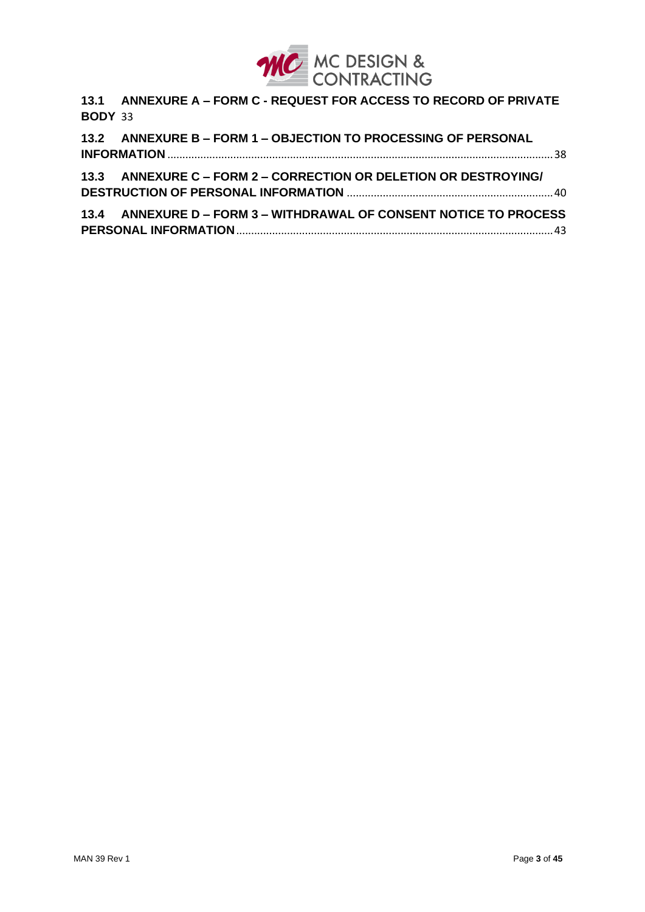**13.1 ANNEXURE A – FORM C - REQUEST FOR ACCESS TO RECORD OF PRIVATE BODY** 33

**13.2 ANNEXURE B – FORM 1 – OBJECTION TO PROCESSING OF PERSONAL INFORMATION** ........ 38

**13.3 ANNEXURE C – FORM 2 – CORRECTION OR DELETION OR DESTROYING/ DESTRUCTION OF PERSONAL INFORMATION** ........ 40

**13.4 ANNEXURE D – FORM 3 – WITHDRAWAL OF CONSENT NOTICE TO PROCESS PERSONAL INFORMATION** ........ 43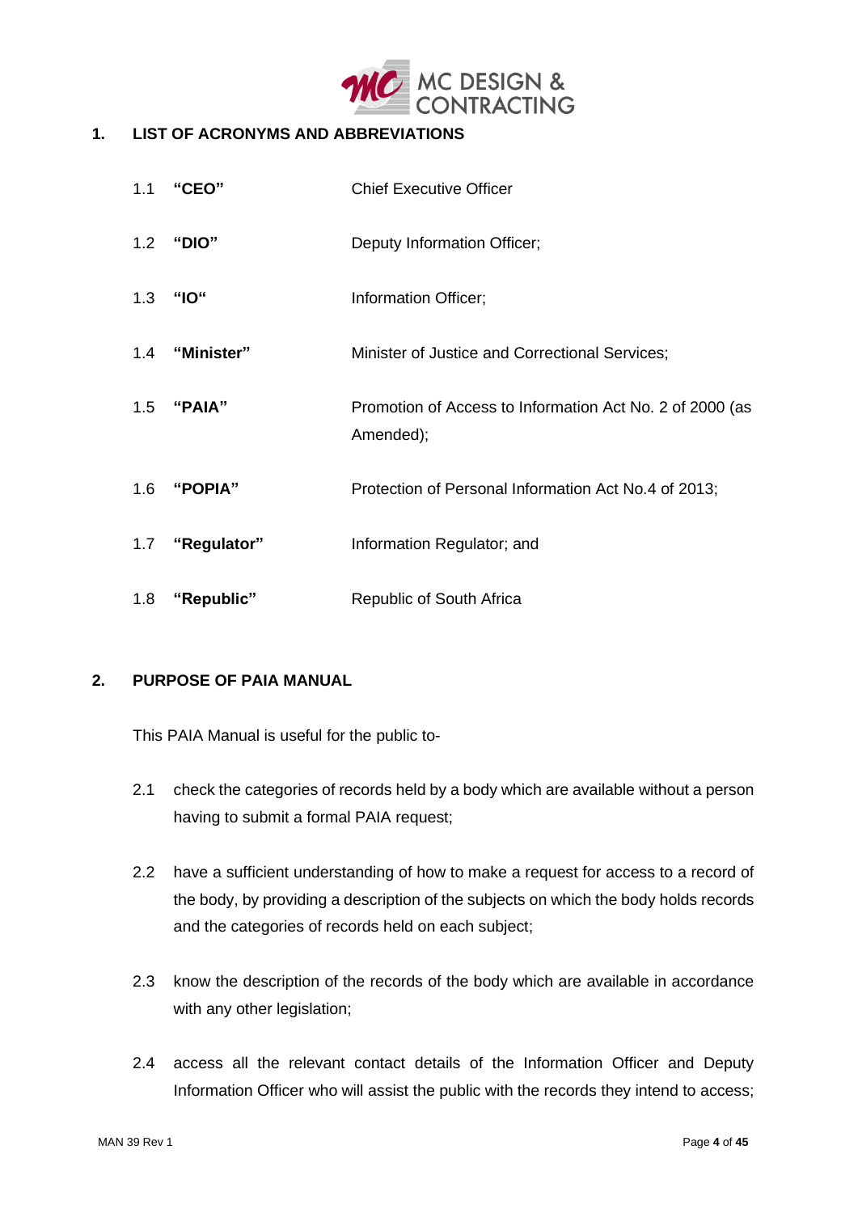## 1. LIST OF ACRONYMS AND ABBREVIATIONS

1.1 **"CEO"** Chief Executive Officer

1.2 **"DIO"** Deputy Information Officer;

1.3 **"IO"** Information Officer;

1.4 **"Minister"** Minister of Justice and Correctional Services;

1.5 **"PAIA"** Promotion of Access to Information Act No. 2 of 2000 (as Amended);

1.6 **"POPIA"** Protection of Personal Information Act No.4 of 2013;

1.7 **"Regulator"** Information Regulator; and

1.8 **"Republic"** Republic of South Africa

## 2. PURPOSE OF PAIA MANUAL

This PAIA Manual is useful for the public to-

2.1 check the categories of records held by a body which are available without a person having to submit a formal PAIA request;

2.2 have a sufficient understanding of how to make a request for access to a record of the body, by providing a description of the subjects on which the body holds records and the categories of records held on each subject;

2.3 know the description of the records of the body which are available in accordance with any other legislation;

2.4 access all the relevant contact details of the Information Officer and Deputy Information Officer who will assist the public with the records they intend to access;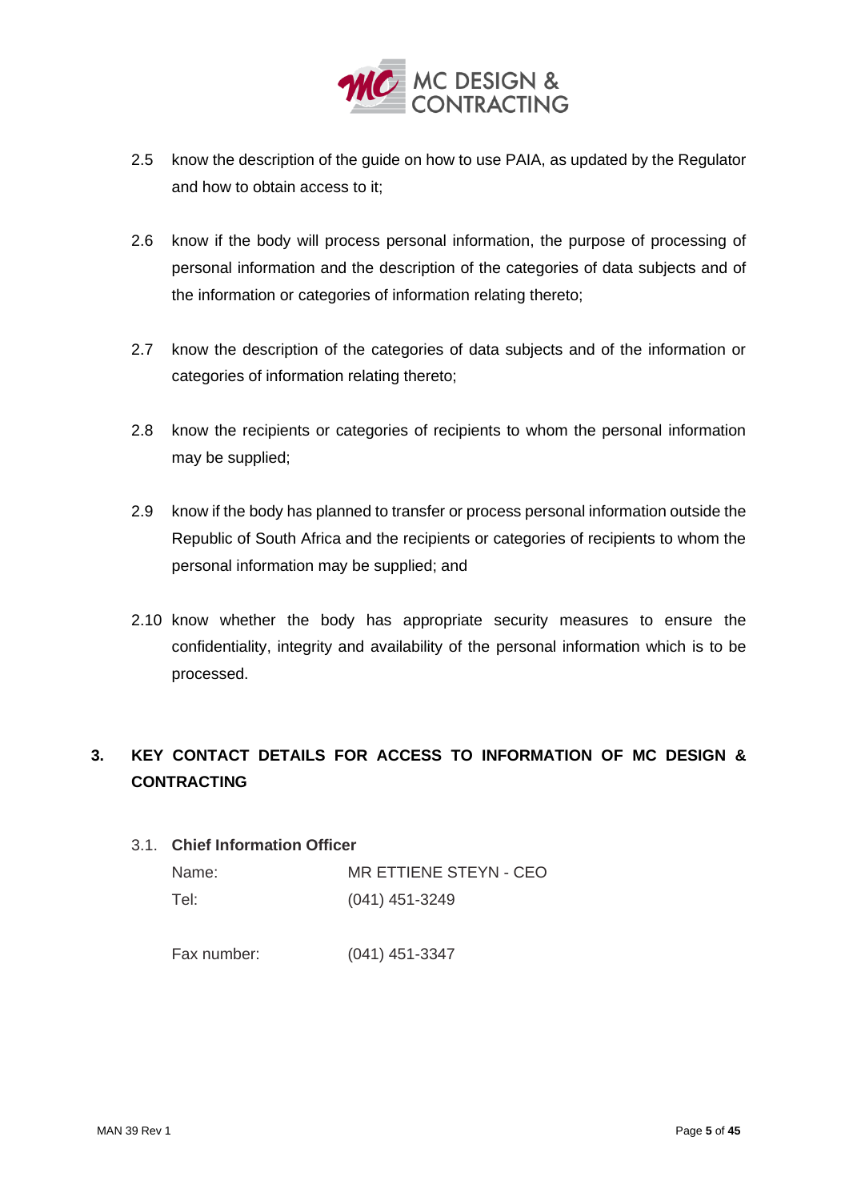2.5 know the description of the guide on how to use PAIA, as updated by the Regulator and how to obtain access to it;

2.6 know if the body will process personal information, the purpose of processing of personal information and the description of the categories of data subjects and of the information or categories of information relating thereto;

2.7 know the description of the categories of data subjects and of the information or categories of information relating thereto;

2.8 know the recipients or categories of recipients to whom the personal information may be supplied;

2.9 know if the body has planned to transfer or process personal information outside the Republic of South Africa and the recipients or categories of recipients to whom the personal information may be supplied; and

2.10 know whether the body has appropriate security measures to ensure the confidentiality, integrity and availability of the personal information which is to be processed.

## 3. KEY CONTACT DETAILS FOR ACCESS TO INFORMATION OF MC DESIGN & CONTRACTING

3.1. **Chief Information Officer**

Name: MR ETTIENE STEYN - CEO

Tel: (041) 451-3249

Fax number: (041) 451-3347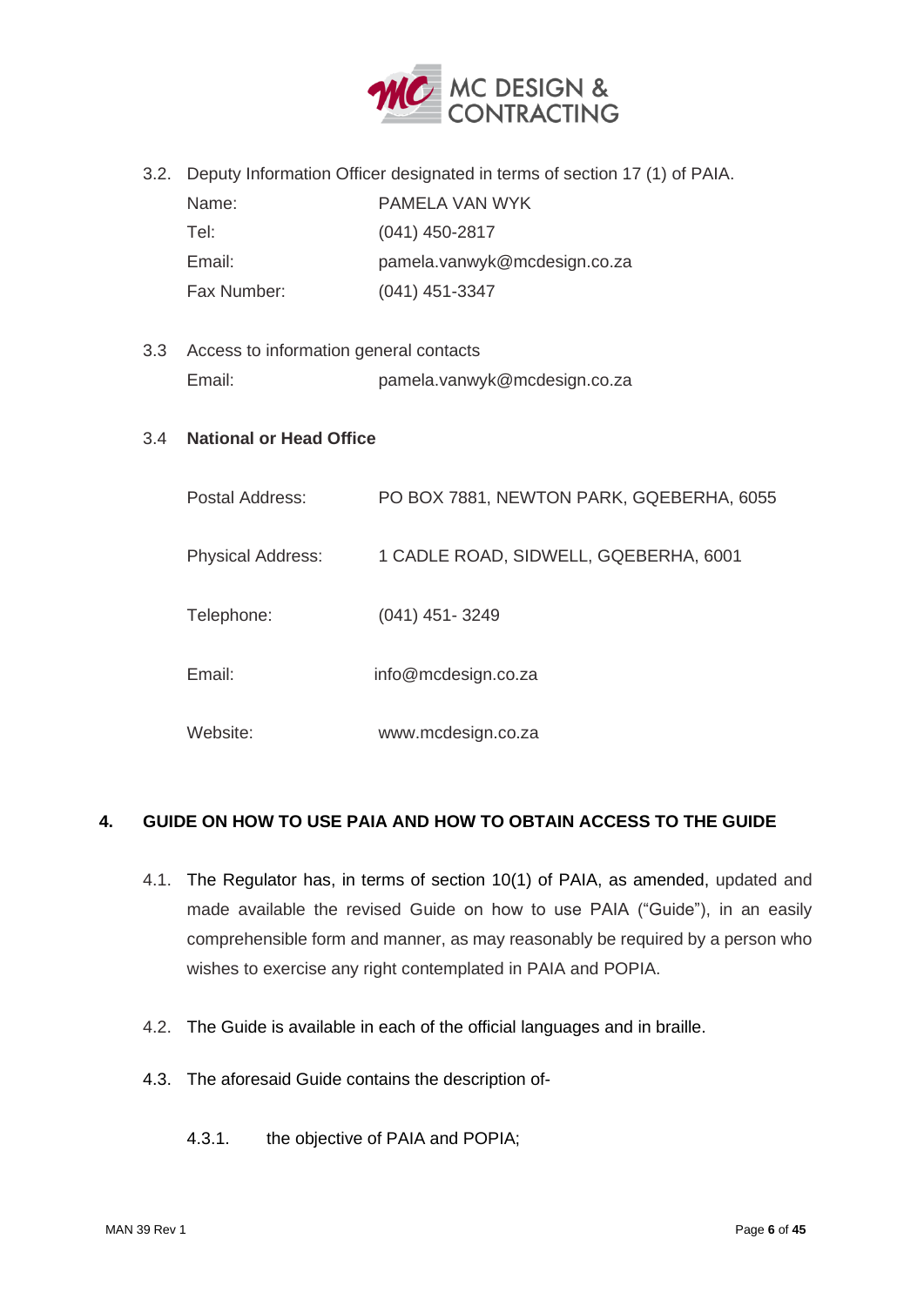3.2. Deputy Information Officer designated in terms of section 17 (1) of PAIA.

| | |
|---|---|
| Name: | PAMELA VAN WYK |
| Tel: | (041) 450-2817 |
| Email: | pamela.vanwyk@mcdesign.co.za |
| Fax Number: | (041) 451-3347 |

3.3 Access to information general contacts

| | |
|---|---|
| Email: | pamela.vanwyk@mcdesign.co.za |

3.4 **National or Head Office**

| | |
|---|---|
| Postal Address: | PO BOX 7881, NEWTON PARK, GQEBERHA, 6055 |
| Physical Address: | 1 CADLE ROAD, SIDWELL, GQEBERHA, 6001 |
| Telephone: | (041) 451- 3249 |
| Email: | info@mcdesign.co.za |
| Website: | www.mcdesign.co.za |

## 4. GUIDE ON HOW TO USE PAIA AND HOW TO OBTAIN ACCESS TO THE GUIDE

4.1. The Regulator has, in terms of section 10(1) of PAIA, as amended, updated and made available the revised Guide on how to use PAIA ("Guide"), in an easily comprehensible form and manner, as may reasonably be required by a person who wishes to exercise any right contemplated in PAIA and POPIA.

4.2. The Guide is available in each of the official languages and in braille.

4.3. The aforesaid Guide contains the description of-

4.3.1. the objective of PAIA and POPIA;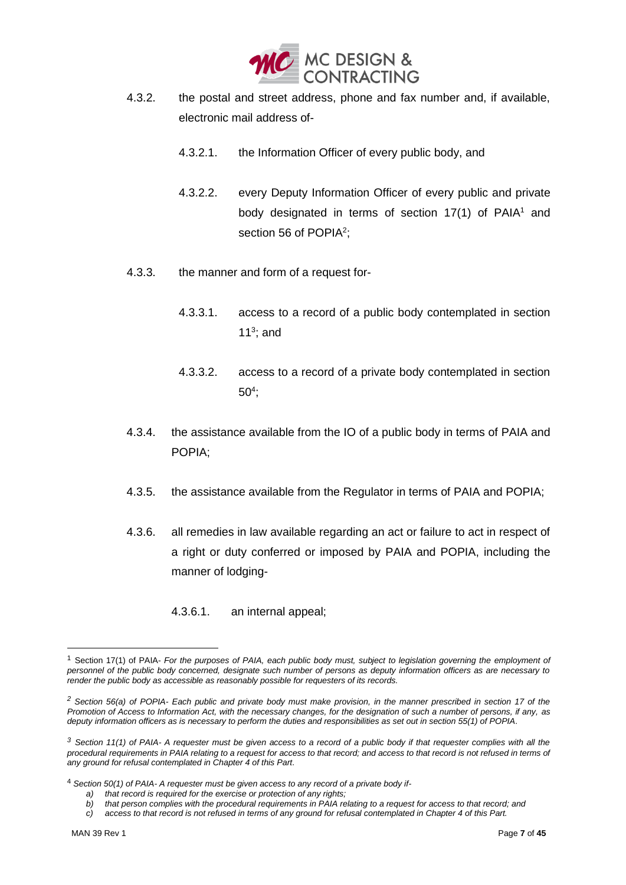4.3.2. the postal and street address, phone and fax number and, if available, electronic mail address of-

4.3.2.1. the Information Officer of every public body, and

4.3.2.2. every Deputy Information Officer of every public and private body designated in terms of section 17(1) of PAIA[1] and section 56 of POPIA[2];

4.3.3. the manner and form of a request for-

4.3.3.1. access to a record of a public body contemplated in section 11[3]; and

4.3.3.2. access to a record of a private body contemplated in section 50[4];

4.3.4. the assistance available from the IO of a public body in terms of PAIA and POPIA;

4.3.5. the assistance available from the Regulator in terms of PAIA and POPIA;

4.3.6. all remedies in law available regarding an act or failure to act in respect of a right or duty conferred or imposed by PAIA and POPIA, including the manner of lodging-

4.3.6.1. an internal appeal;

---

[1] Section 17(1) of PAIA- *For the purposes of PAIA, each public body must, subject to legislation governing the employment of personnel of the public body concerned, designate such number of persons as deputy information officers as are necessary to render the public body as accessible as reasonably possible for requesters of its records.*

[2] *Section 56(a) of POPIA- Each public and private body must make provision, in the manner prescribed in section 17 of the Promotion of Access to Information Act, with the necessary changes, for the designation of such a number of persons, if any, as deputy information officers as is necessary to perform the duties and responsibilities as set out in section 55(1) of POPIA.*

[3] *Section 11(1) of PAIA- A requester must be given access to a record of a public body if that requester complies with all the procedural requirements in PAIA relating to a request for access to that record; and access to that record is not refused in terms of any ground for refusal contemplated in Chapter 4 of this Part.*

[4] *Section 50(1) of PAIA- A requester must be given access to any record of a private body if-*

*a) that record is required for the exercise or protection of any rights;*
*b) that person complies with the procedural requirements in PAIA relating to a request for access to that record; and*
*c) access to that record is not refused in terms of any ground for refusal contemplated in Chapter 4 of this Part.*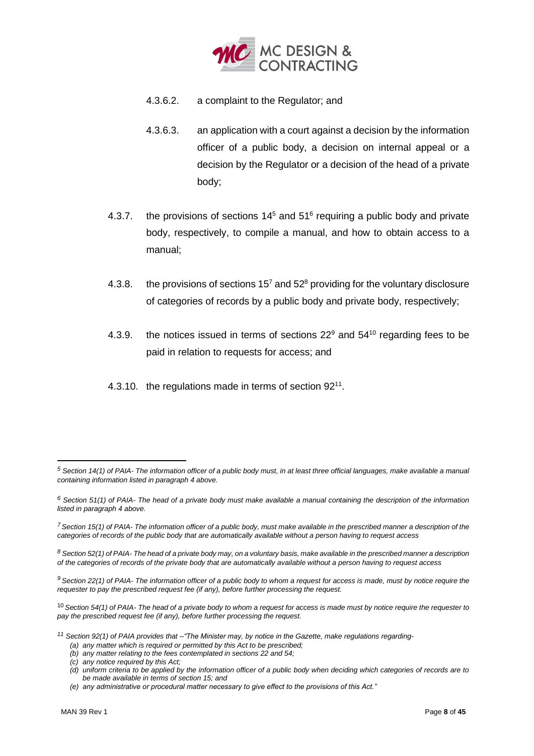4.3.6.2. a complaint to the Regulator; and

4.3.6.3. an application with a court against a decision by the information officer of a public body, a decision on internal appeal or a decision by the Regulator or a decision of the head of a private body;

4.3.7. the provisions of sections 14[5] and 51[6] requiring a public body and private body, respectively, to compile a manual, and how to obtain access to a manual;

4.3.8. the provisions of sections 15[7] and 52[8] providing for the voluntary disclosure of categories of records by a public body and private body, respectively;

4.3.9. the notices issued in terms of sections 22[9] and 54[10] regarding fees to be paid in relation to requests for access; and

4.3.10. the regulations made in terms of section 92[11].

---

[5] *Section 14(1) of PAIA- The information officer of a public body must, in at least three official languages, make available a manual containing information listed in paragraph 4 above.*

[6] *Section 51(1) of PAIA- The head of a private body must make available a manual containing the description of the information listed in paragraph 4 above.*

[7] *Section 15(1) of PAIA- The information officer of a public body, must make available in the prescribed manner a description of the categories of records of the public body that are automatically available without a person having to request access*

[8] *Section 52(1) of PAIA- The head of a private body may, on a voluntary basis, make available in the prescribed manner a description of the categories of records of the private body that are automatically available without a person having to request access*

[9] *Section 22(1) of PAIA- The information officer of a public body to whom a request for access is made, must by notice require the requester to pay the prescribed request fee (if any), before further processing the request.*

[10] *Section 54(1) of PAIA- The head of a private body to whom a request for access is made must by notice require the requester to pay the prescribed request fee (if any), before further processing the request.*

[11] *Section 92(1) of PAIA provides that –"The Minister may, by notice in the Gazette, make regulations regarding-*

*(a) any matter which is required or permitted by this Act to be prescribed;*
*(b) any matter relating to the fees contemplated in sections 22 and 54;*
*(c) any notice required by this Act;*
*(d) uniform criteria to be applied by the information officer of a public body when deciding which categories of records are to be made available in terms of section 15; and*
*(e) any administrative or procedural matter necessary to give effect to the provisions of this Act."*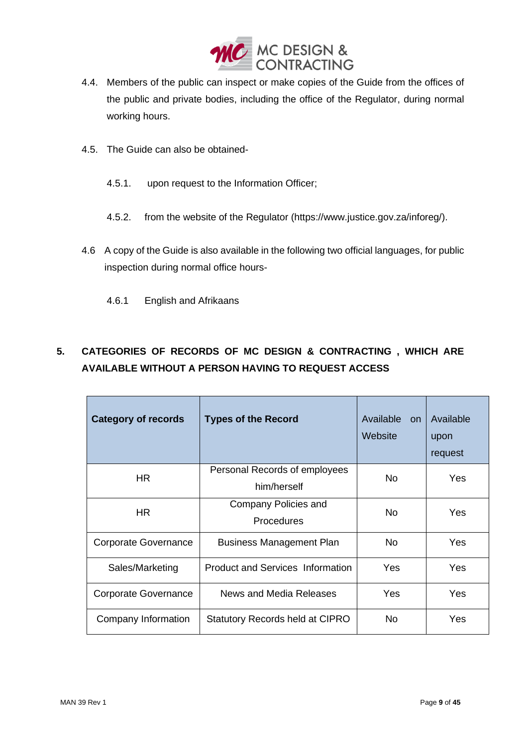4.4. Members of the public can inspect or make copies of the Guide from the offices of the public and private bodies, including the office of the Regulator, during normal working hours.

4.5. The Guide can also be obtained-

4.5.1. upon request to the Information Officer;

4.5.2. from the website of the Regulator (https://www.justice.gov.za/inforeg/).

4.6 A copy of the Guide is also available in the following two official languages, for public inspection during normal office hours-

4.6.1 English and Afrikaans

## 5. CATEGORIES OF RECORDS OF MC DESIGN & CONTRACTING , WHICH ARE AVAILABLE WITHOUT A PERSON HAVING TO REQUEST ACCESS

| **Category of records** | **Types of the Record** | Available on Website | Available upon request |
|---|---|---|---|
| HR | Personal Records of employees him/herself | No | Yes |
| HR | Company Policies and Procedures | No | Yes |
| Corporate Governance | Business Management Plan | No | Yes |
| Sales/Marketing | Product and Services Information | Yes | Yes |
| Corporate Governance | News and Media Releases | Yes | Yes |
| Company Information | Statutory Records held at CIPRO | No | Yes |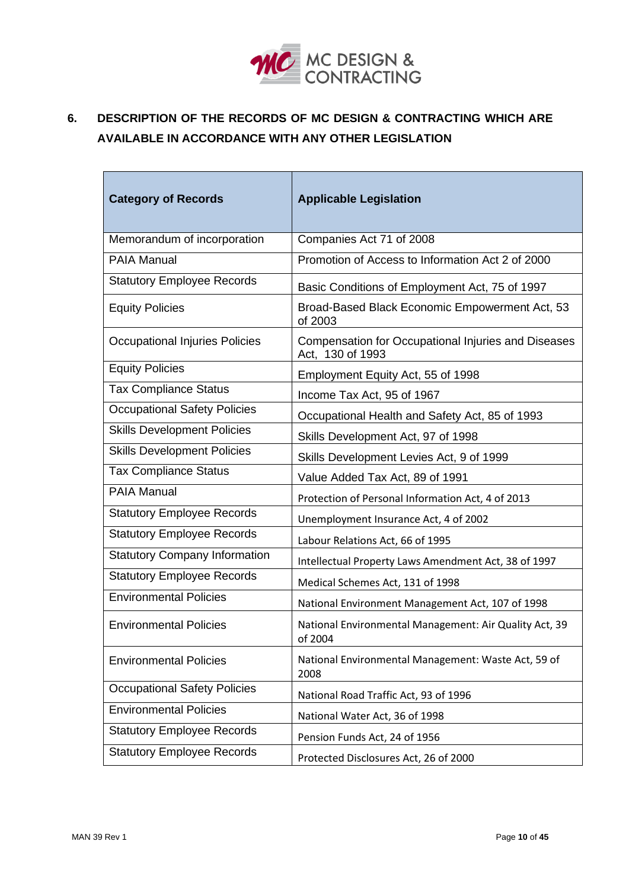## 6. DESCRIPTION OF THE RECORDS OF MC DESIGN & CONTRACTING WHICH ARE AVAILABLE IN ACCORDANCE WITH ANY OTHER LEGISLATION

| Category of Records | Applicable Legislation |
|---|---|
| Memorandum of incorporation | Companies Act 71 of 2008 |
| PAIA Manual | Promotion of Access to Information Act 2 of 2000 |
| Statutory Employee Records | Basic Conditions of Employment Act, 75 of 1997 |
| Equity Policies | Broad-Based Black Economic Empowerment Act, 53 of 2003 |
| Occupational Injuries Policies | Compensation for Occupational Injuries and Diseases Act, 130 of 1993 |
| Equity Policies | Employment Equity Act, 55 of 1998 |
| Tax Compliance Status | Income Tax Act, 95 of 1967 |
| Occupational Safety Policies | Occupational Health and Safety Act, 85 of 1993 |
| Skills Development Policies | Skills Development Act, 97 of 1998 |
| Skills Development Policies | Skills Development Levies Act, 9 of 1999 |
| Tax Compliance Status | Value Added Tax Act, 89 of 1991 |
| PAIA Manual | Protection of Personal Information Act, 4 of 2013 |
| Statutory Employee Records | Unemployment Insurance Act, 4 of 2002 |
| Statutory Employee Records | Labour Relations Act, 66 of 1995 |
| Statutory Company Information | Intellectual Property Laws Amendment Act, 38 of 1997 |
| Statutory Employee Records | Medical Schemes Act, 131 of 1998 |
| Environmental Policies | National Environment Management Act, 107 of 1998 |
| Environmental Policies | National Environmental Management: Air Quality Act, 39 of 2004 |
| Environmental Policies | National Environmental Management: Waste Act, 59 of 2008 |
| Occupational Safety Policies | National Road Traffic Act, 93 of 1996 |
| Environmental Policies | National Water Act, 36 of 1998 |
| Statutory Employee Records | Pension Funds Act, 24 of 1956 |
| Statutory Employee Records | Protected Disclosures Act, 26 of 2000 |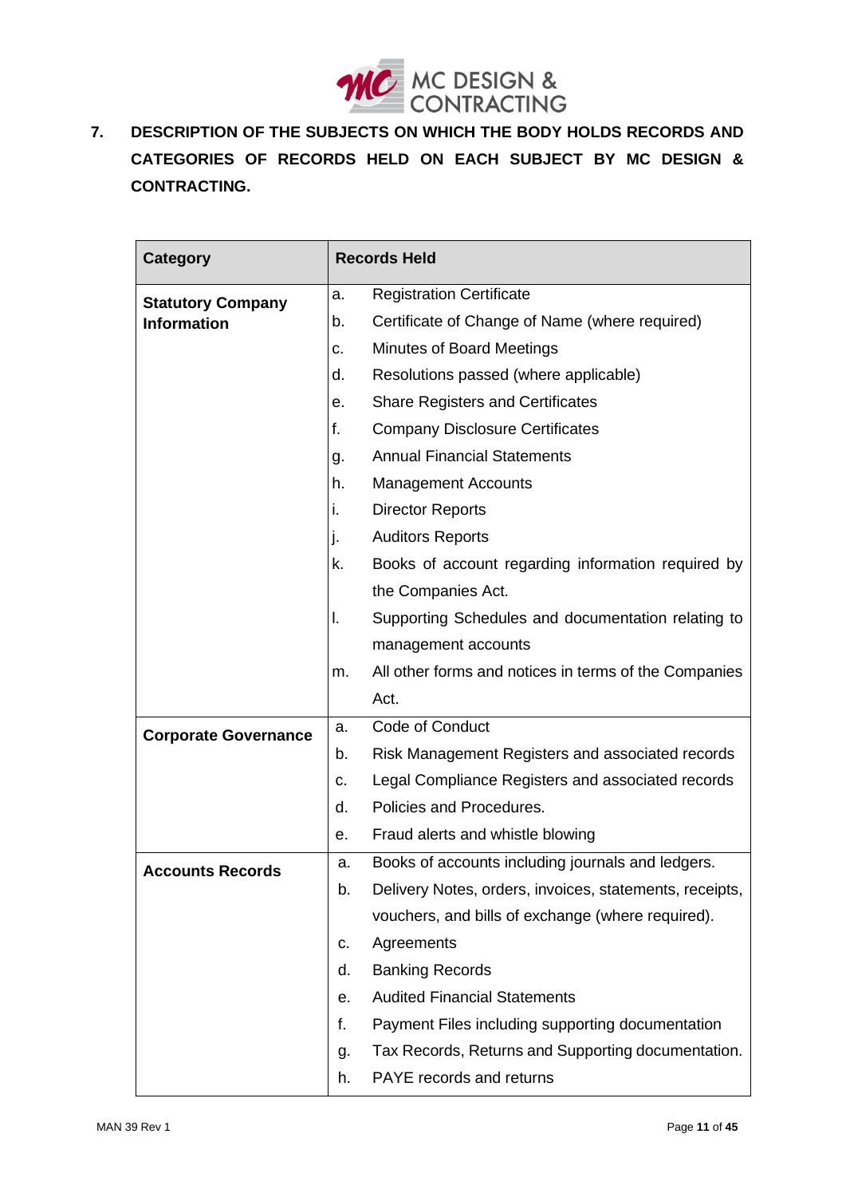## 7. DESCRIPTION OF THE SUBJECTS ON WHICH THE BODY HOLDS RECORDS AND CATEGORIES OF RECORDS HELD ON EACH SUBJECT BY MC DESIGN & CONTRACTING.

| Category | Records Held |
|---|---|
| **Statutory Company Information** | a. Registration Certificate<br>b. Certificate of Change of Name (where required)<br>c. Minutes of Board Meetings<br>d. Resolutions passed (where applicable)<br>e. Share Registers and Certificates<br>f. Company Disclosure Certificates<br>g. Annual Financial Statements<br>h. Management Accounts<br>i. Director Reports<br>j. Auditors Reports<br>k. Books of account regarding information required by the Companies Act.<br>l. Supporting Schedules and documentation relating to management accounts<br>m. All other forms and notices in terms of the Companies Act. |
| **Corporate Governance** | a. Code of Conduct<br>b. Risk Management Registers and associated records<br>c. Legal Compliance Registers and associated records<br>d. Policies and Procedures.<br>e. Fraud alerts and whistle blowing |
| **Accounts Records** | a. Books of accounts including journals and ledgers.<br>b. Delivery Notes, orders, invoices, statements, receipts, vouchers, and bills of exchange (where required).<br>c. Agreements<br>d. Banking Records<br>e. Audited Financial Statements<br>f. Payment Files including supporting documentation<br>g. Tax Records, Returns and Supporting documentation.<br>h. PAYE records and returns |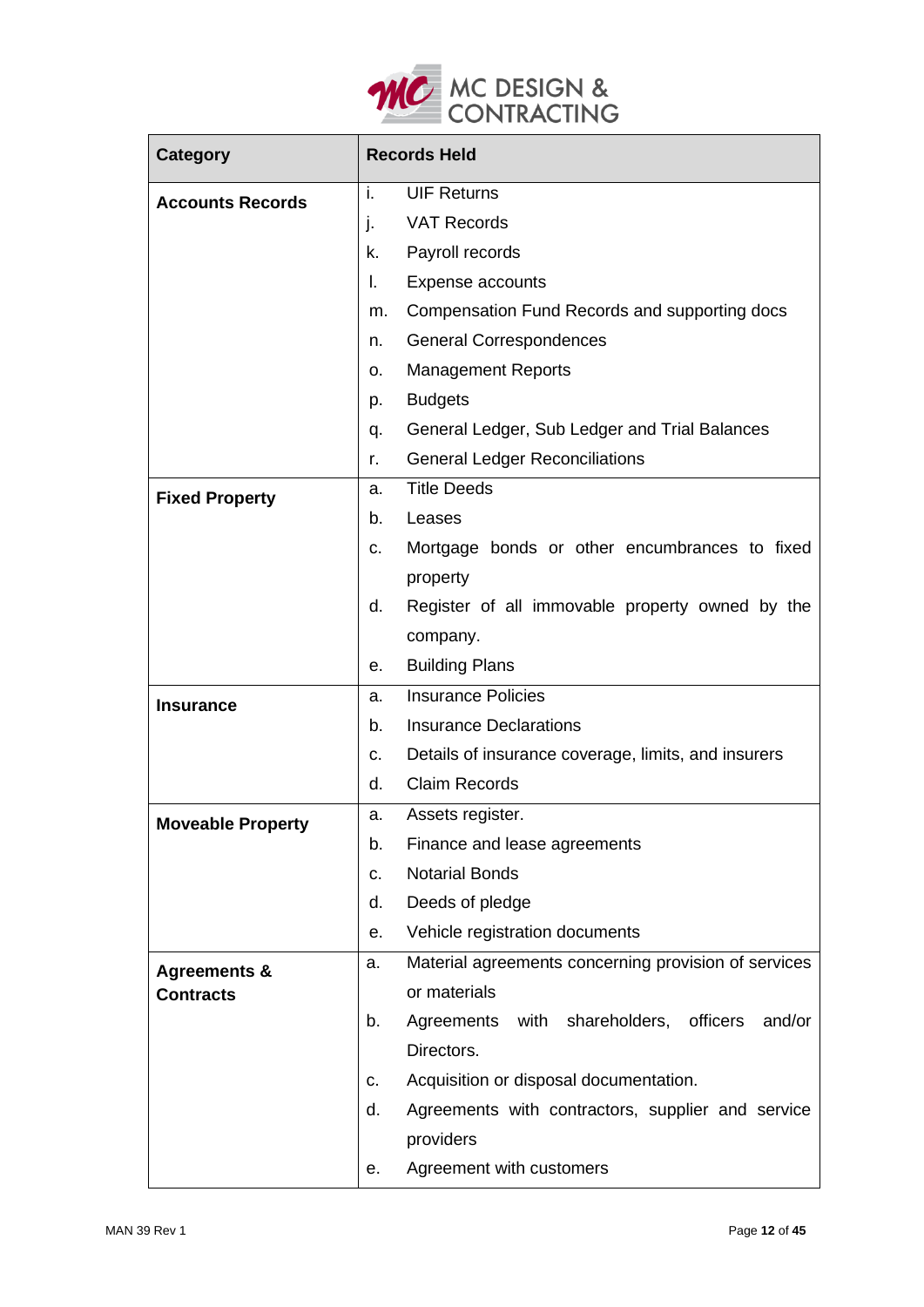| Category | Records Held |
| --- | --- |
| **Accounts Records** | i. UIF Returns<br>j. VAT Records<br>k. Payroll records<br>l. Expense accounts<br>m. Compensation Fund Records and supporting docs<br>n. General Correspondences<br>o. Management Reports<br>p. Budgets<br>q. General Ledger, Sub Ledger and Trial Balances<br>r. General Ledger Reconciliations |
| **Fixed Property** | a. Title Deeds<br>b. Leases<br>c. Mortgage bonds or other encumbrances to fixed property<br>d. Register of all immovable property owned by the company.<br>e. Building Plans |
| **Insurance** | a. Insurance Policies<br>b. Insurance Declarations<br>c. Details of insurance coverage, limits, and insurers<br>d. Claim Records |
| **Moveable Property** | a. Assets register.<br>b. Finance and lease agreements<br>c. Notarial Bonds<br>d. Deeds of pledge<br>e. Vehicle registration documents |
| **Agreements & Contracts** | a. Material agreements concerning provision of services or materials<br>b. Agreements with shareholders, officers and/or Directors.<br>c. Acquisition or disposal documentation.<br>d. Agreements with contractors, supplier and service providers<br>e. Agreement with customers |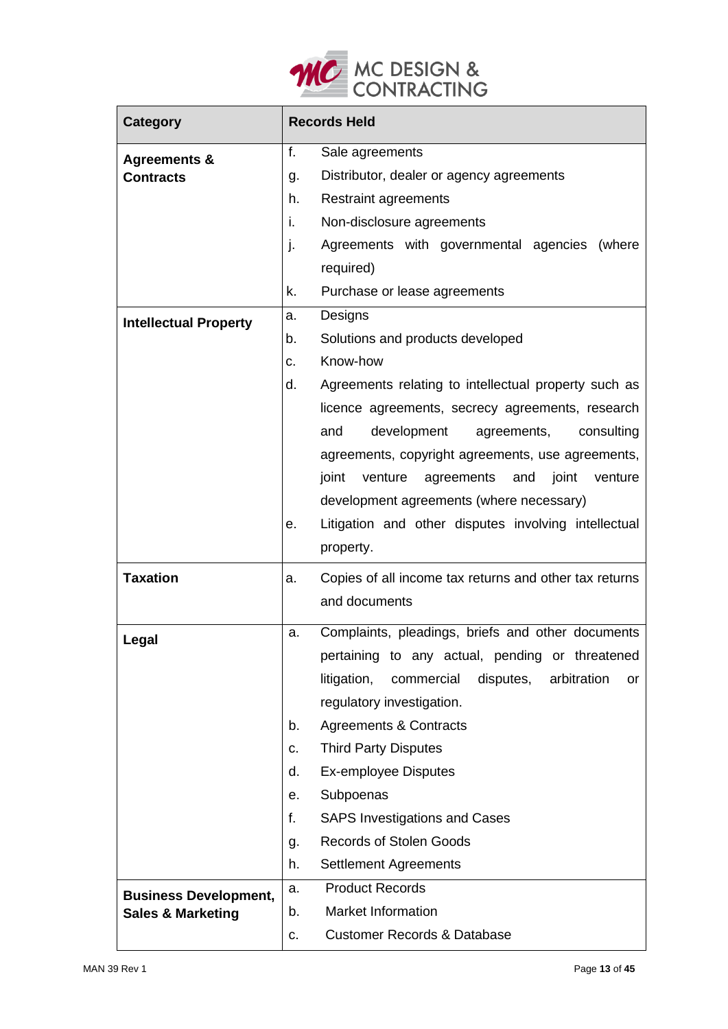| Category | Records Held |
|---|---|
| **Agreements & Contracts** | f. Sale agreements<br>g. Distributor, dealer or agency agreements<br>h. Restraint agreements<br>i. Non-disclosure agreements<br>j. Agreements with governmental agencies (where required)<br>k. Purchase or lease agreements |
| **Intellectual Property** | a. Designs<br>b. Solutions and products developed<br>c. Know-how<br>d. Agreements relating to intellectual property such as licence agreements, secrecy agreements, research and development agreements, consulting agreements, copyright agreements, use agreements, joint venture agreements and joint venture development agreements (where necessary)<br>e. Litigation and other disputes involving intellectual property. |
| **Taxation** | a. Copies of all income tax returns and other tax returns and documents |
| **Legal** | a. Complaints, pleadings, briefs and other documents pertaining to any actual, pending or threatened litigation, commercial disputes, arbitration or regulatory investigation.<br>b. Agreements & Contracts<br>c. Third Party Disputes<br>d. Ex-employee Disputes<br>e. Subpoenas<br>f. SAPS Investigations and Cases<br>g. Records of Stolen Goods<br>h. Settlement Agreements |
| **Business Development, Sales & Marketing** | a. Product Records<br>b. Market Information<br>c. Customer Records & Database |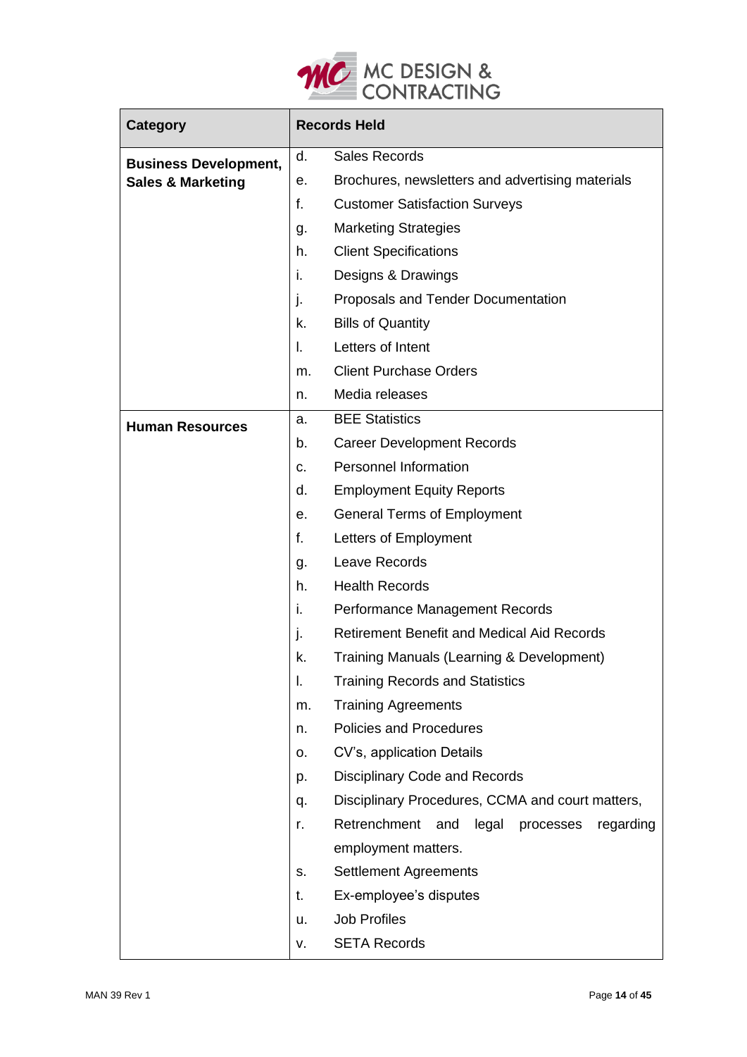| Category | Records Held |
|---|---|
| **Business Development, Sales & Marketing** | d. Sales Records |
| | e. Brochures, newsletters and advertising materials |
| | f. Customer Satisfaction Surveys |
| | g. Marketing Strategies |
| | h. Client Specifications |
| | i. Designs & Drawings |
| | j. Proposals and Tender Documentation |
| | k. Bills of Quantity |
| | l. Letters of Intent |
| | m. Client Purchase Orders |
| | n. Media releases |
| **Human Resources** | a. BEE Statistics |
| | b. Career Development Records |
| | c. Personnel Information |
| | d. Employment Equity Reports |
| | e. General Terms of Employment |
| | f. Letters of Employment |
| | g. Leave Records |
| | h. Health Records |
| | i. Performance Management Records |
| | j. Retirement Benefit and Medical Aid Records |
| | k. Training Manuals (Learning & Development) |
| | l. Training Records and Statistics |
| | m. Training Agreements |
| | n. Policies and Procedures |
| | o. CV's, application Details |
| | p. Disciplinary Code and Records |
| | q. Disciplinary Procedures, CCMA and court matters, |
| | r. Retrenchment and legal processes regarding employment matters. |
| | s. Settlement Agreements |
| | t. Ex-employee's disputes |
| | u. Job Profiles |
| | v. SETA Records |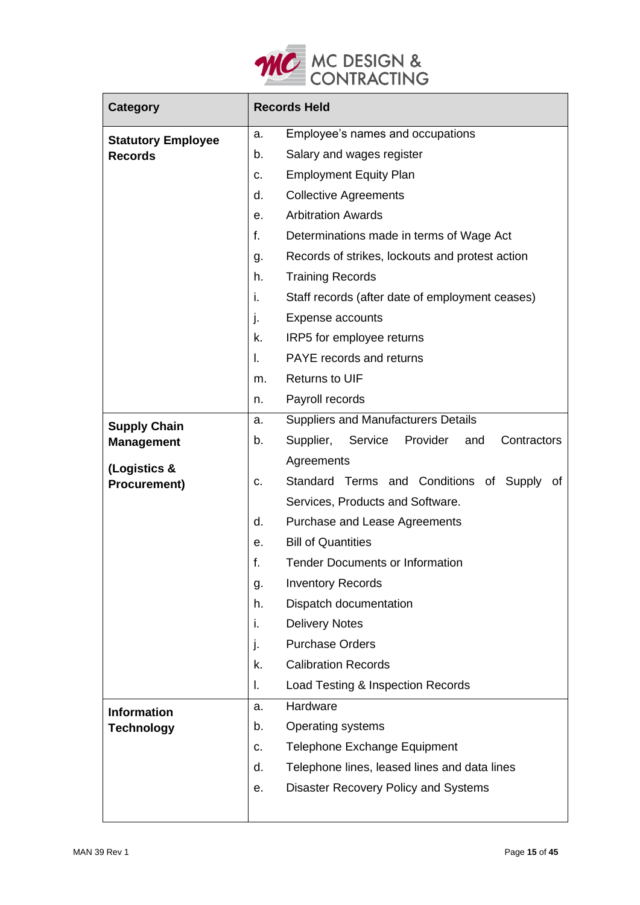| Category | Records Held |
|---|---|
| **Statutory Employee Records** | a. Employee's names and occupations |
| | b. Salary and wages register |
| | c. Employment Equity Plan |
| | d. Collective Agreements |
| | e. Arbitration Awards |
| | f. Determinations made in terms of Wage Act |
| | g. Records of strikes, lockouts and protest action |
| | h. Training Records |
| | i. Staff records (after date of employment ceases) |
| | j. Expense accounts |
| | k. IRP5 for employee returns |
| | l. PAYE records and returns |
| | m. Returns to UIF |
| | n. Payroll records |
| **Supply Chain Management (Logistics & Procurement)** | a. Suppliers and Manufacturers Details |
| | b. Supplier, Service Provider and Contractors Agreements |
| | c. Standard Terms and Conditions of Supply of Services, Products and Software. |
| | d. Purchase and Lease Agreements |
| | e. Bill of Quantities |
| | f. Tender Documents or Information |
| | g. Inventory Records |
| | h. Dispatch documentation |
| | i. Delivery Notes |
| | j. Purchase Orders |
| | k. Calibration Records |
| | l. Load Testing & Inspection Records |
| **Information Technology** | a. Hardware |
| | b. Operating systems |
| | c. Telephone Exchange Equipment |
| | d. Telephone lines, leased lines and data lines |
| | e. Disaster Recovery Policy and Systems |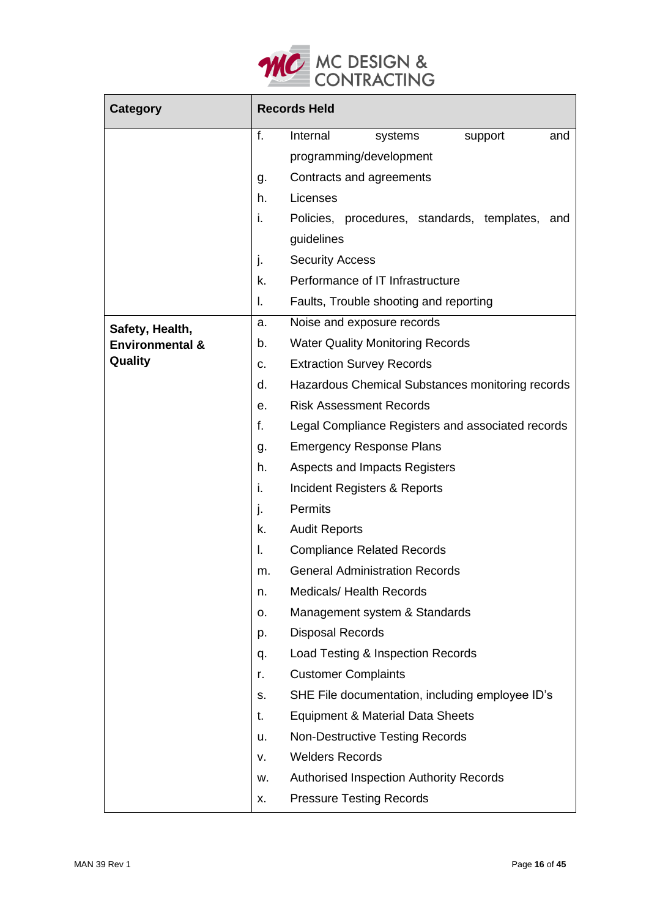| Category | Records Held |
|---|---|
| | f. Internal systems support and programming/development<br>g. Contracts and agreements<br>h. Licenses<br>i. Policies, procedures, standards, templates, and guidelines<br>j. Security Access<br>k. Performance of IT Infrastructure<br>l. Faults, Trouble shooting and reporting |
| **Safety, Health, Environmental & Quality** | a. Noise and exposure records<br>b. Water Quality Monitoring Records<br>c. Extraction Survey Records<br>d. Hazardous Chemical Substances monitoring records<br>e. Risk Assessment Records<br>f. Legal Compliance Registers and associated records<br>g. Emergency Response Plans<br>h. Aspects and Impacts Registers<br>i. Incident Registers & Reports<br>j. Permits<br>k. Audit Reports<br>l. Compliance Related Records<br>m. General Administration Records<br>n. Medicals/ Health Records<br>o. Management system & Standards<br>p. Disposal Records<br>q. Load Testing & Inspection Records<br>r. Customer Complaints<br>s. SHE File documentation, including employee ID's<br>t. Equipment & Material Data Sheets<br>u. Non-Destructive Testing Records<br>v. Welders Records<br>w. Authorised Inspection Authority Records<br>x. Pressure Testing Records |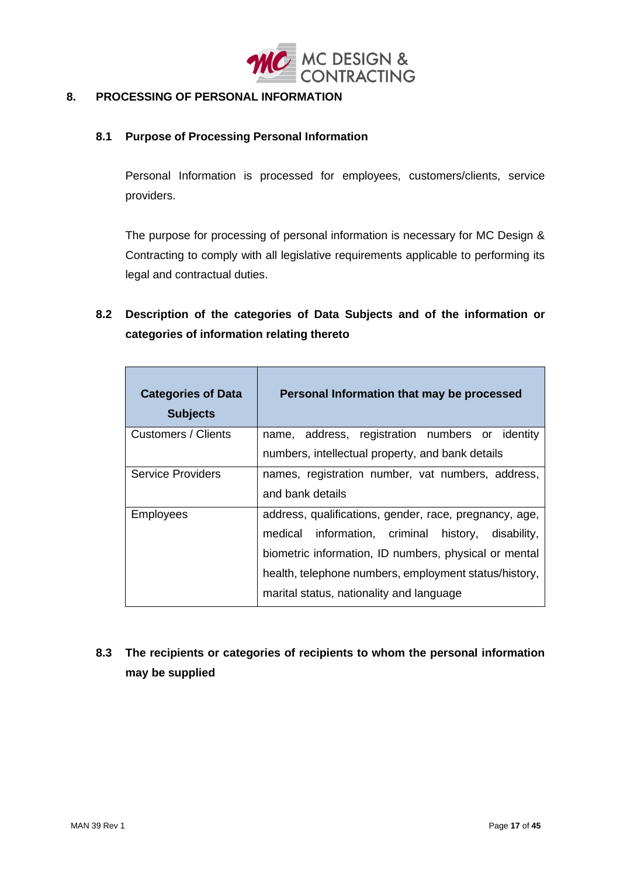## 8. PROCESSING OF PERSONAL INFORMATION

### 8.1 Purpose of Processing Personal Information

Personal Information is processed for employees, customers/clients, service providers.

The purpose for processing of personal information is necessary for MC Design & Contracting to comply with all legislative requirements applicable to performing its legal and contractual duties.

### 8.2 Description of the categories of Data Subjects and of the information or categories of information relating thereto

| Categories of Data Subjects | Personal Information that may be processed |
|---|---|
| Customers / Clients | name, address, registration numbers or identity numbers, intellectual property, and bank details |
| Service Providers | names, registration number, vat numbers, address, and bank details |
| Employees | address, qualifications, gender, race, pregnancy, age, medical information, criminal history, disability, biometric information, ID numbers, physical or mental health, telephone numbers, employment status/history, marital status, nationality and language |

### 8.3 The recipients or categories of recipients to whom the personal information may be supplied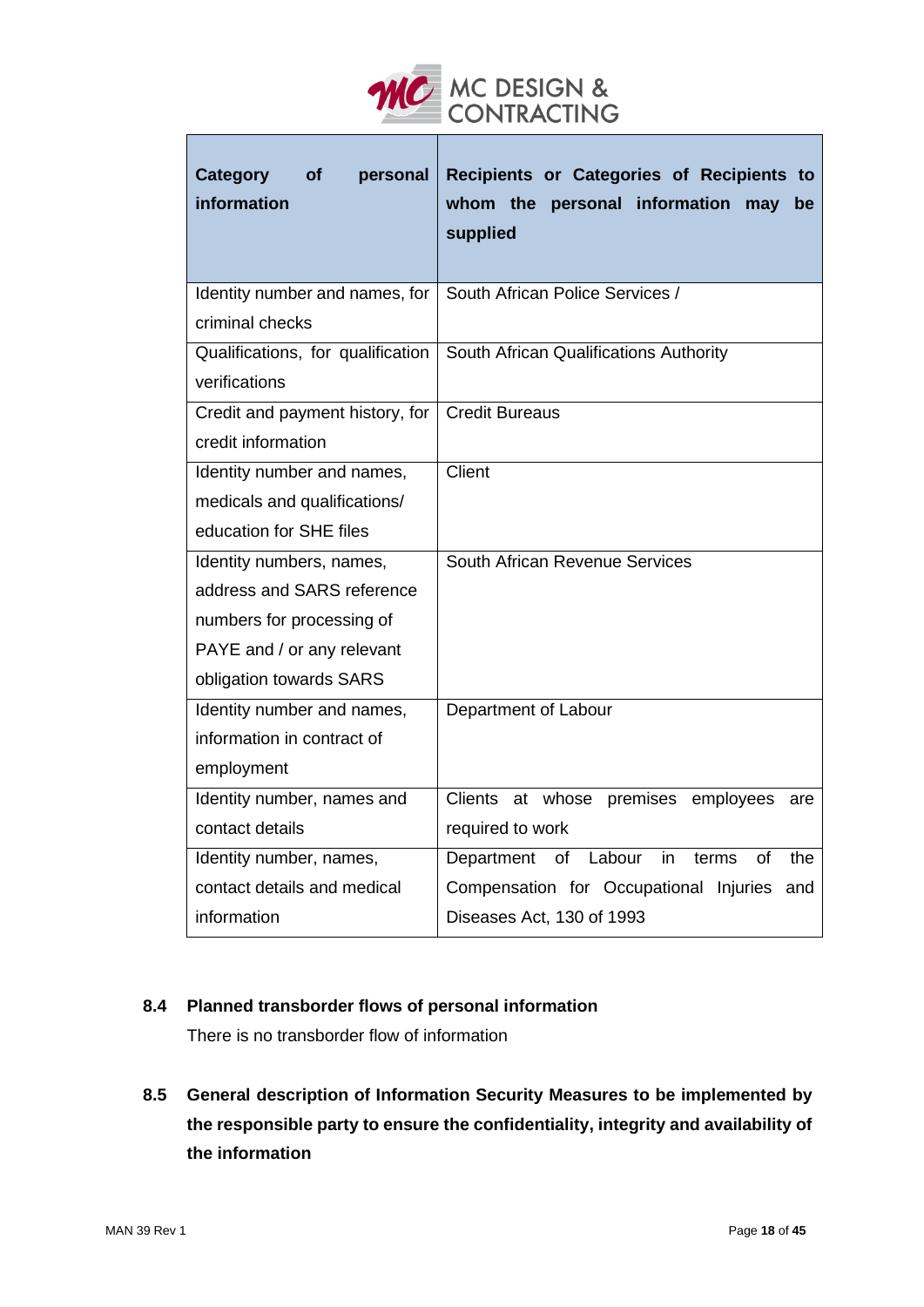| Category of personal information | Recipients or Categories of Recipients to whom the personal information may be supplied |
|---|---|
| Identity number and names, for criminal checks | South African Police Services / |
| Qualifications, for qualification verifications | South African Qualifications Authority |
| Credit and payment history, for credit information | Credit Bureaus |
| Identity number and names, medicals and qualifications/ education for SHE files | Client |
| Identity numbers, names, address and SARS reference numbers for processing of PAYE and / or any relevant obligation towards SARS | South African Revenue Services |
| Identity number and names, information in contract of employment | Department of Labour |
| Identity number, names and contact details | Clients at whose premises employees are required to work |
| Identity number, names, contact details and medical information | Department of Labour in terms of the Compensation for Occupational Injuries and Diseases Act, 130 of 1993 |

### 8.4 Planned transborder flows of personal information

There is no transborder flow of information

### 8.5 General description of Information Security Measures to be implemented by the responsible party to ensure the confidentiality, integrity and availability of the information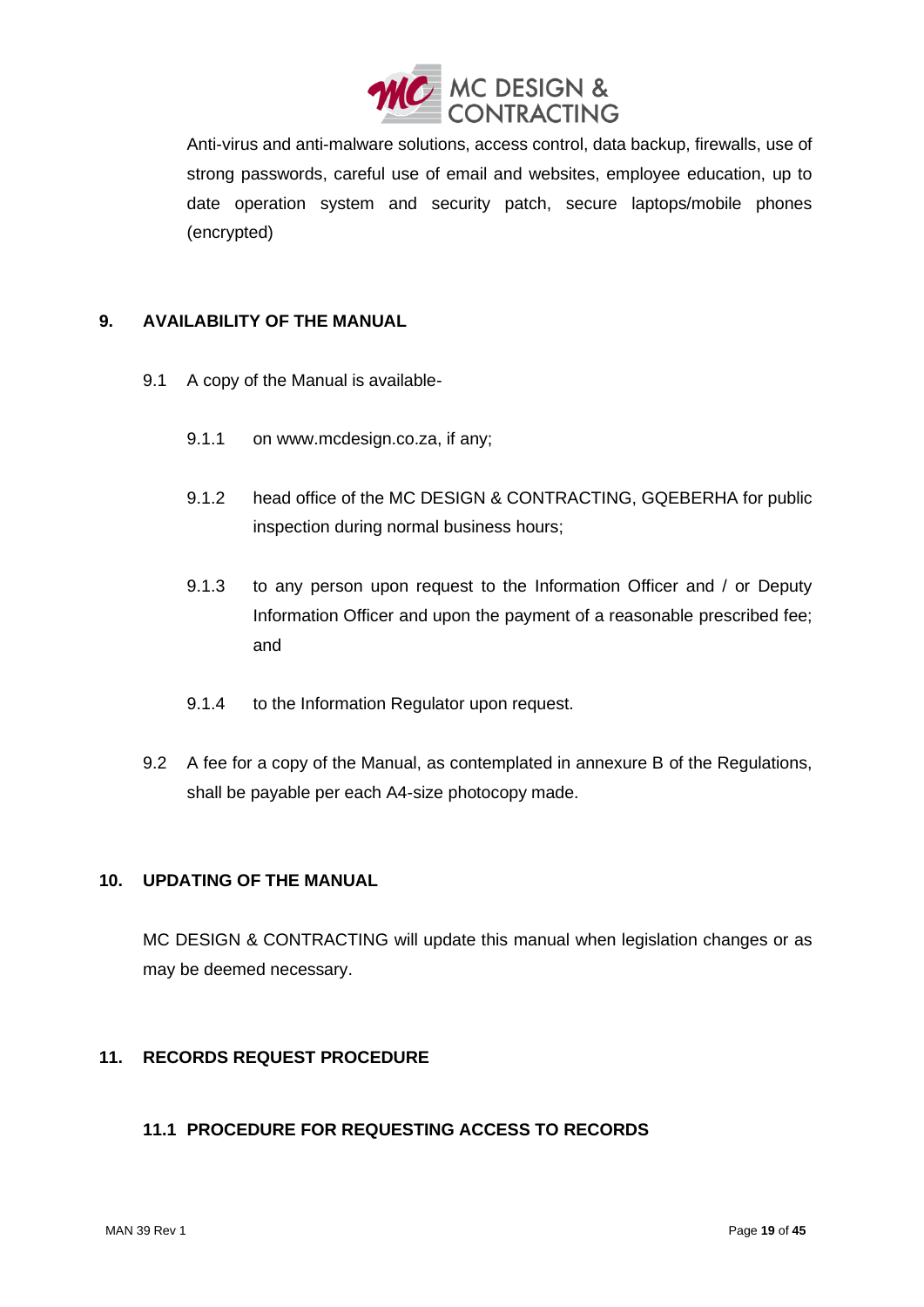Anti-virus and anti-malware solutions, access control, data backup, firewalls, use of strong passwords, careful use of email and websites, employee education, up to date operation system and security patch, secure laptops/mobile phones (encrypted)

## 9. AVAILABILITY OF THE MANUAL

9.1 A copy of the Manual is available-

9.1.1 on www.mcdesign.co.za, if any;

9.1.2 head office of the MC DESIGN & CONTRACTING, GQEBERHA for public inspection during normal business hours;

9.1.3 to any person upon request to the Information Officer and / or Deputy Information Officer and upon the payment of a reasonable prescribed fee; and

9.1.4 to the Information Regulator upon request.

9.2 A fee for a copy of the Manual, as contemplated in annexure B of the Regulations, shall be payable per each A4-size photocopy made.

## 10. UPDATING OF THE MANUAL

MC DESIGN & CONTRACTING will update this manual when legislation changes or as may be deemed necessary.

## 11. RECORDS REQUEST PROCEDURE

### 11.1 PROCEDURE FOR REQUESTING ACCESS TO RECORDS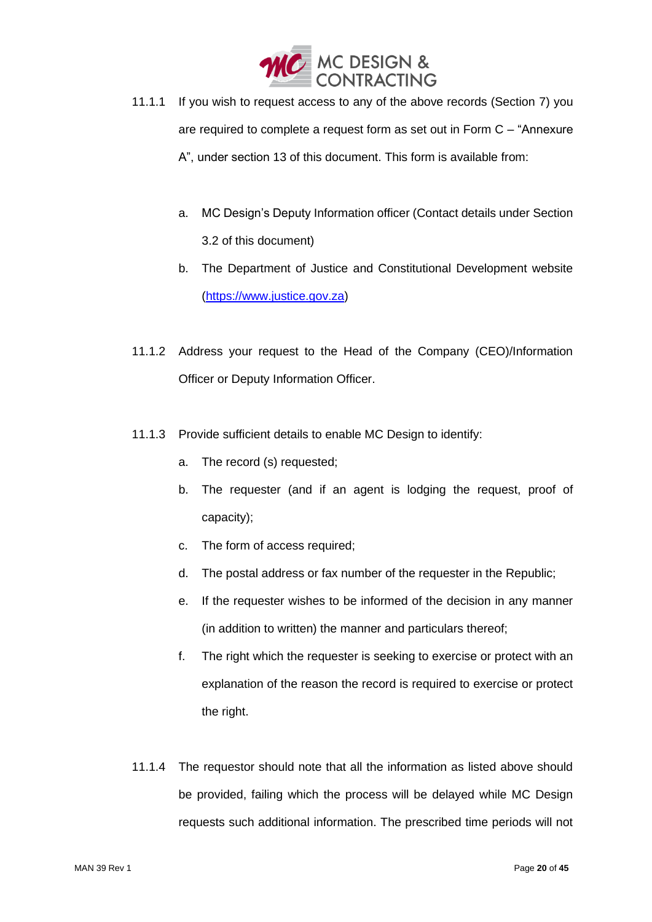11.1.1 If you wish to request access to any of the above records (Section 7) you are required to complete a request form as set out in Form C – "Annexure A", under section 13 of this document. This form is available from:

a. MC Design's Deputy Information officer (Contact details under Section 3.2 of this document)

b. The Department of Justice and Constitutional Development website (https://www.justice.gov.za)

11.1.2 Address your request to the Head of the Company (CEO)/Information Officer or Deputy Information Officer.

11.1.3 Provide sufficient details to enable MC Design to identify:

a. The record (s) requested;

b. The requester (and if an agent is lodging the request, proof of capacity);

c. The form of access required;

d. The postal address or fax number of the requester in the Republic;

e. If the requester wishes to be informed of the decision in any manner (in addition to written) the manner and particulars thereof;

f. The right which the requester is seeking to exercise or protect with an explanation of the reason the record is required to exercise or protect the right.

11.1.4 The requestor should note that all the information as listed above should be provided, failing which the process will be delayed while MC Design requests such additional information. The prescribed time periods will not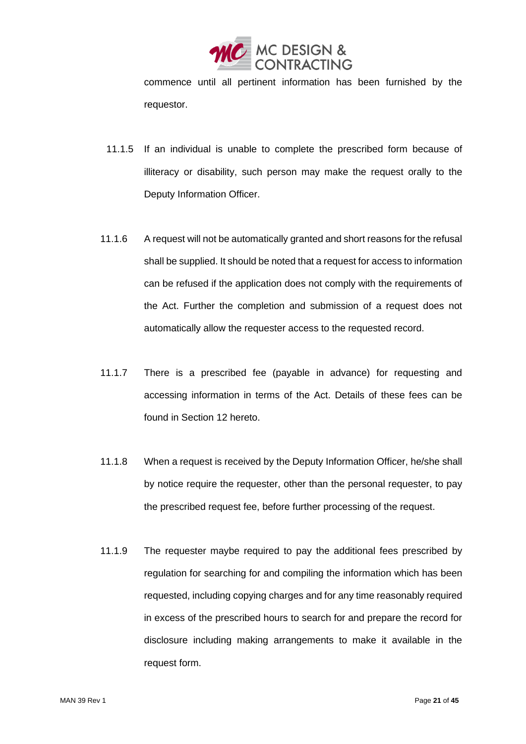commence until all pertinent information has been furnished by the requestor.

11.1.5 If an individual is unable to complete the prescribed form because of illiteracy or disability, such person may make the request orally to the Deputy Information Officer.

11.1.6 A request will not be automatically granted and short reasons for the refusal shall be supplied. It should be noted that a request for access to information can be refused if the application does not comply with the requirements of the Act. Further the completion and submission of a request does not automatically allow the requester access to the requested record.

11.1.7 There is a prescribed fee (payable in advance) for requesting and accessing information in terms of the Act. Details of these fees can be found in Section 12 hereto.

11.1.8 When a request is received by the Deputy Information Officer, he/she shall by notice require the requester, other than the personal requester, to pay the prescribed request fee, before further processing of the request.

11.1.9 The requester maybe required to pay the additional fees prescribed by regulation for searching for and compiling the information which has been requested, including copying charges and for any time reasonably required in excess of the prescribed hours to search for and prepare the record for disclosure including making arrangements to make it available in the request form.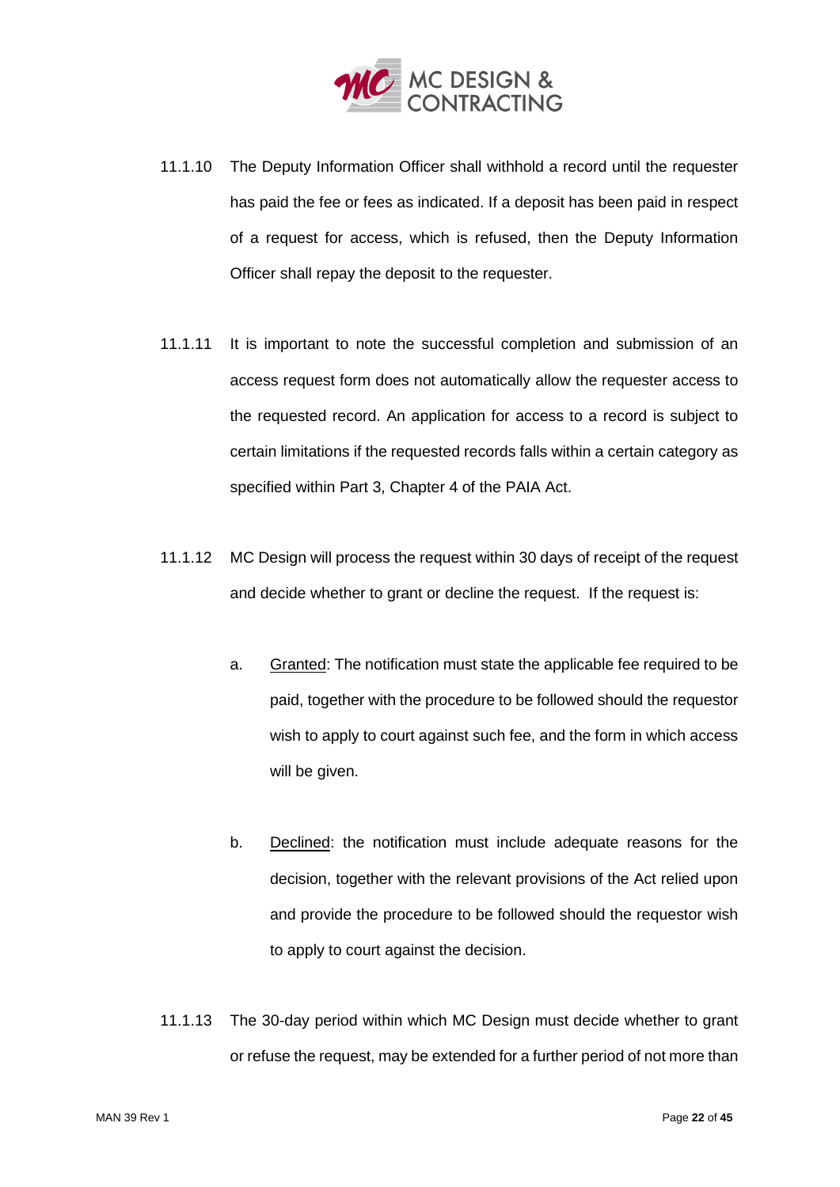11.1.10 The Deputy Information Officer shall withhold a record until the requester has paid the fee or fees as indicated. If a deposit has been paid in respect of a request for access, which is refused, then the Deputy Information Officer shall repay the deposit to the requester.

11.1.11 It is important to note the successful completion and submission of an access request form does not automatically allow the requester access to the requested record. An application for access to a record is subject to certain limitations if the requested records falls within a certain category as specified within Part 3, Chapter 4 of the PAIA Act.

11.1.12 MC Design will process the request within 30 days of receipt of the request and decide whether to grant or decline the request. If the request is:

a. Granted: The notification must state the applicable fee required to be paid, together with the procedure to be followed should the requestor wish to apply to court against such fee, and the form in which access will be given.

b. Declined: the notification must include adequate reasons for the decision, together with the relevant provisions of the Act relied upon and provide the procedure to be followed should the requestor wish to apply to court against the decision.

11.1.13 The 30-day period within which MC Design must decide whether to grant or refuse the request, may be extended for a further period of not more than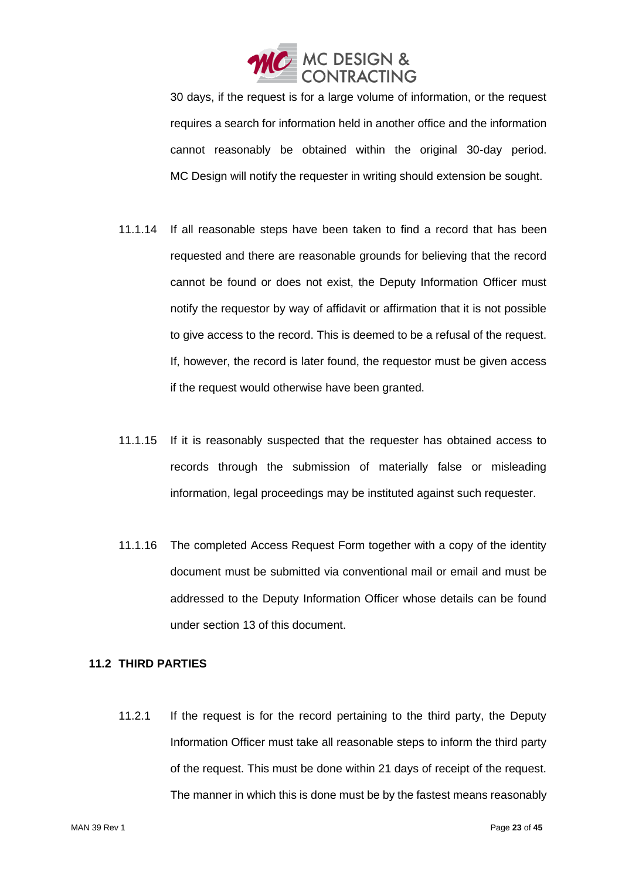30 days, if the request is for a large volume of information, or the request requires a search for information held in another office and the information cannot reasonably be obtained within the original 30-day period. MC Design will notify the requester in writing should extension be sought.

11.1.14 If all reasonable steps have been taken to find a record that has been requested and there are reasonable grounds for believing that the record cannot be found or does not exist, the Deputy Information Officer must notify the requestor by way of affidavit or affirmation that it is not possible to give access to the record. This is deemed to be a refusal of the request. If, however, the record is later found, the requestor must be given access if the request would otherwise have been granted.

11.1.15 If it is reasonably suspected that the requester has obtained access to records through the submission of materially false or misleading information, legal proceedings may be instituted against such requester.

11.1.16 The completed Access Request Form together with a copy of the identity document must be submitted via conventional mail or email and must be addressed to the Deputy Information Officer whose details can be found under section 13 of this document.

### 11.2 THIRD PARTIES

11.2.1 If the request is for the record pertaining to the third party, the Deputy Information Officer must take all reasonable steps to inform the third party of the request. This must be done within 21 days of receipt of the request. The manner in which this is done must be by the fastest means reasonably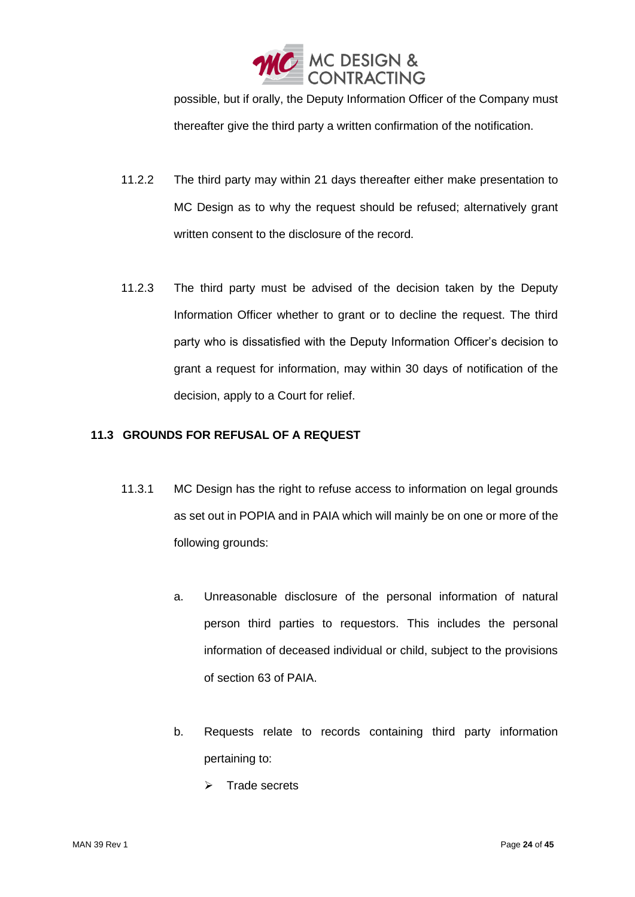possible, but if orally, the Deputy Information Officer of the Company must thereafter give the third party a written confirmation of the notification.

11.2.2 The third party may within 21 days thereafter either make presentation to MC Design as to why the request should be refused; alternatively grant written consent to the disclosure of the record.

11.2.3 The third party must be advised of the decision taken by the Deputy Information Officer whether to grant or to decline the request. The third party who is dissatisfied with the Deputy Information Officer's decision to grant a request for information, may within 30 days of notification of the decision, apply to a Court for relief.

### 11.3 GROUNDS FOR REFUSAL OF A REQUEST

11.3.1 MC Design has the right to refuse access to information on legal grounds as set out in POPIA and in PAIA which will mainly be on one or more of the following grounds:

a. Unreasonable disclosure of the personal information of natural person third parties to requestors. This includes the personal information of deceased individual or child, subject to the provisions of section 63 of PAIA.

b. Requests relate to records containing third party information pertaining to:

- Trade secrets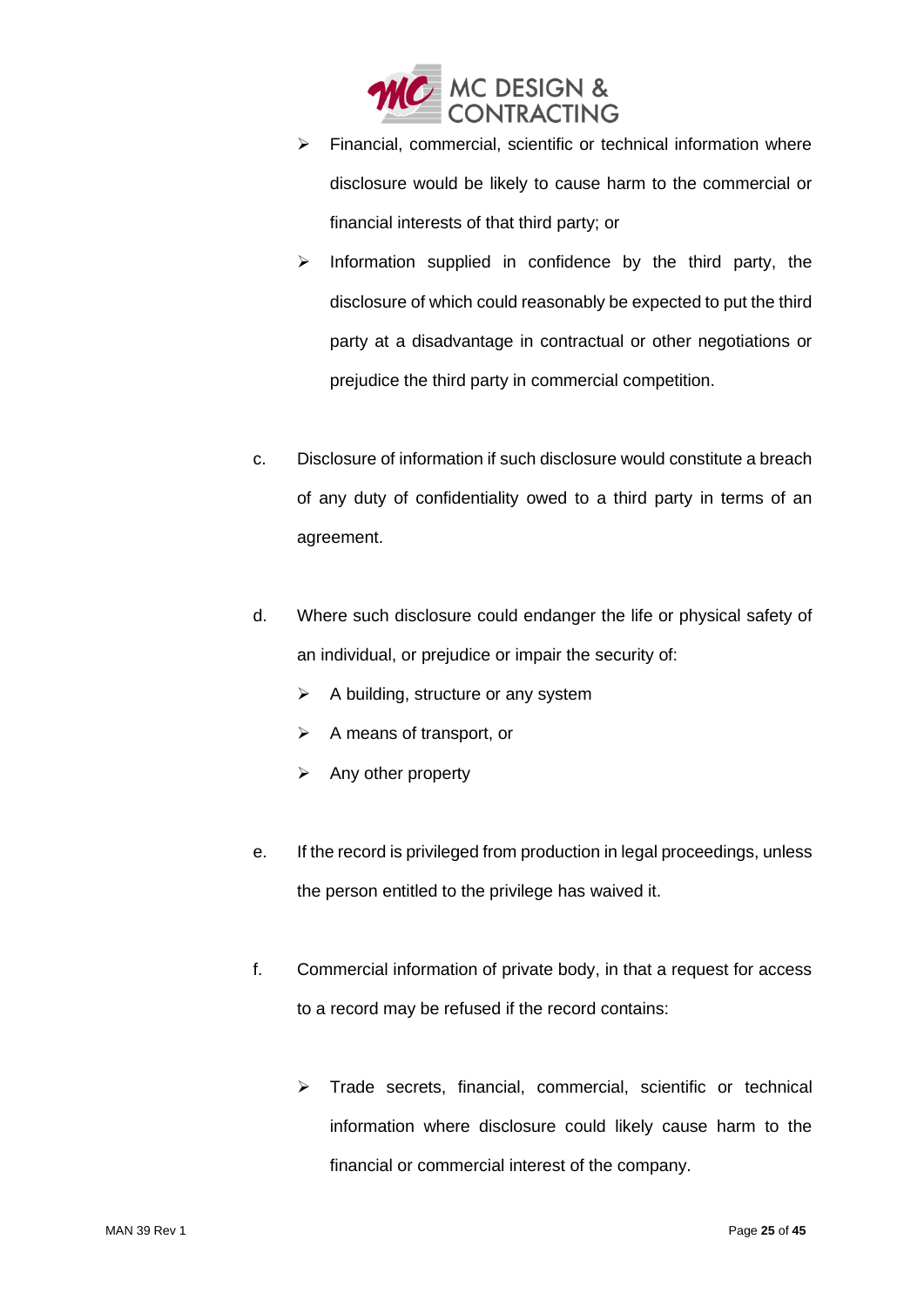- Financial, commercial, scientific or technical information where disclosure would be likely to cause harm to the commercial or financial interests of that third party; or
- Information supplied in confidence by the third party, the disclosure of which could reasonably be expected to put the third party at a disadvantage in contractual or other negotiations or prejudice the third party in commercial competition.

c. Disclosure of information if such disclosure would constitute a breach of any duty of confidentiality owed to a third party in terms of an agreement.

d. Where such disclosure could endanger the life or physical safety of an individual, or prejudice or impair the security of:

- A building, structure or any system
- A means of transport, or
- Any other property

e. If the record is privileged from production in legal proceedings, unless the person entitled to the privilege has waived it.

f. Commercial information of private body, in that a request for access to a record may be refused if the record contains:

- Trade secrets, financial, commercial, scientific or technical information where disclosure could likely cause harm to the financial or commercial interest of the company.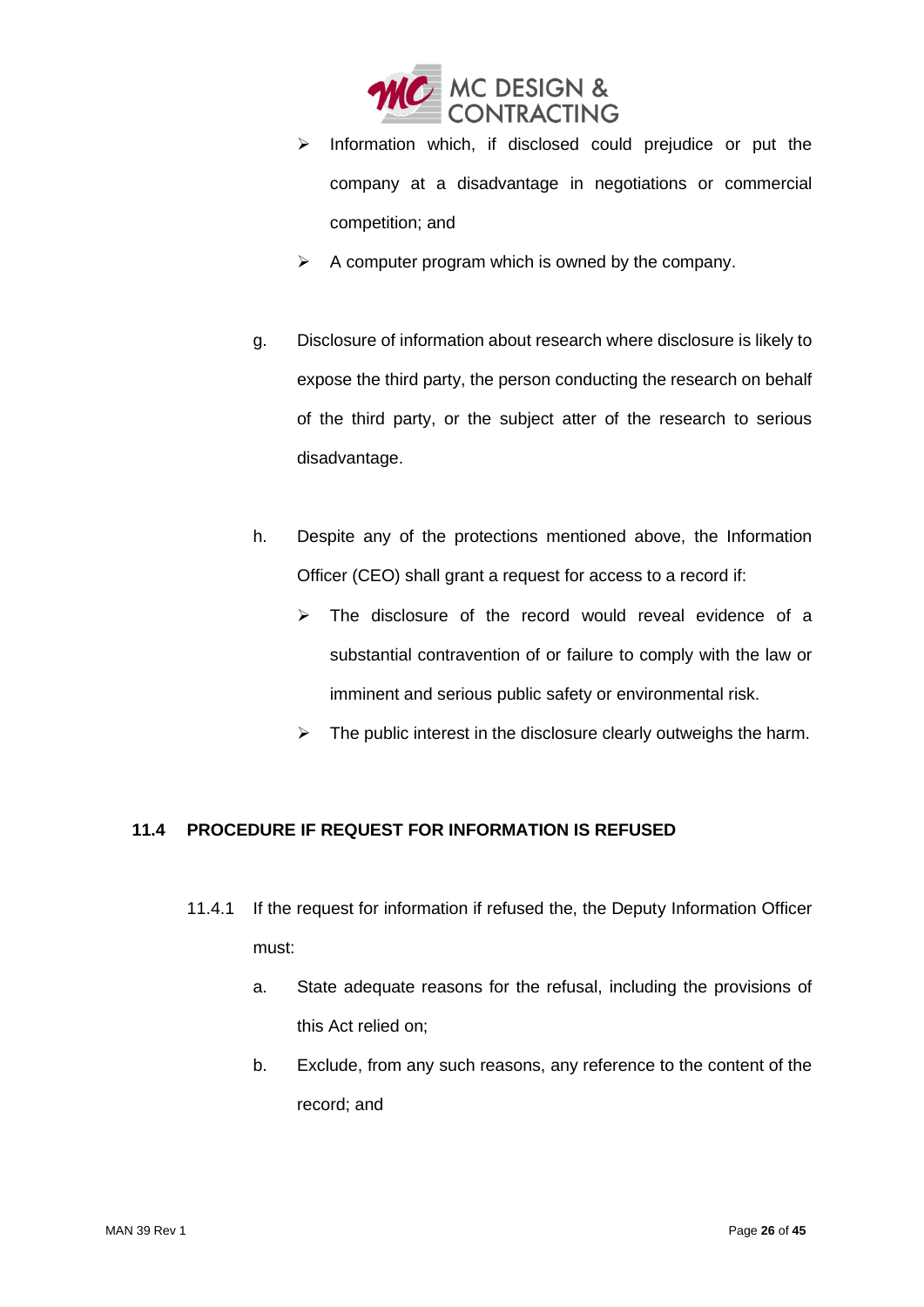- Information which, if disclosed could prejudice or put the company at a disadvantage in negotiations or commercial competition; and
- A computer program which is owned by the company.

g. Disclosure of information about research where disclosure is likely to expose the third party, the person conducting the research on behalf of the third party, or the subject atter of the research to serious disadvantage.

h. Despite any of the protections mentioned above, the Information Officer (CEO) shall grant a request for access to a record if:

- The disclosure of the record would reveal evidence of a substantial contravention of or failure to comply with the law or imminent and serious public safety or environmental risk.
- The public interest in the disclosure clearly outweighs the harm.

## 11.4 PROCEDURE IF REQUEST FOR INFORMATION IS REFUSED

11.4.1 If the request for information if refused the, the Deputy Information Officer must:

a. State adequate reasons for the refusal, including the provisions of this Act relied on;

b. Exclude, from any such reasons, any reference to the content of the record; and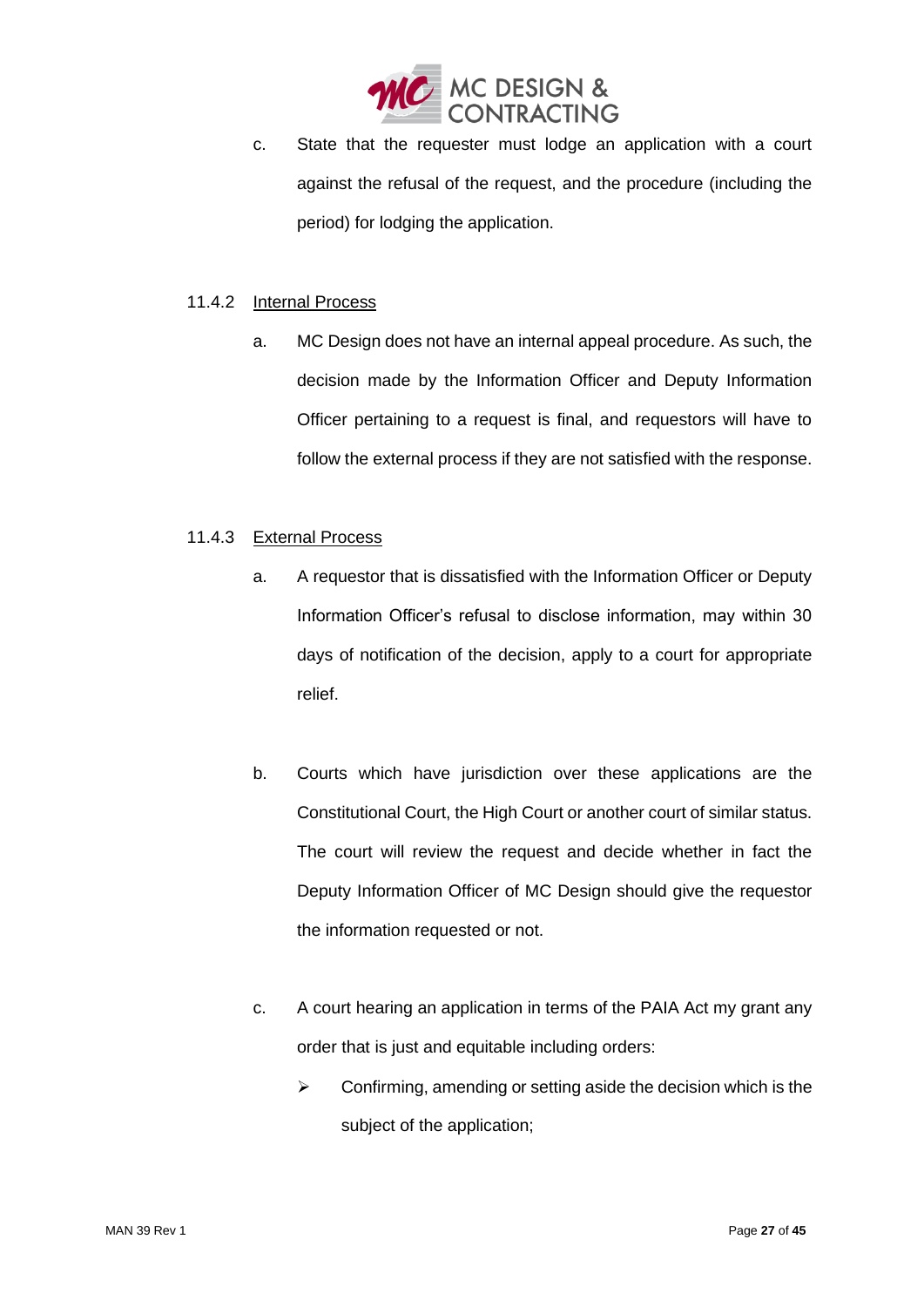c. State that the requester must lodge an application with a court against the refusal of the request, and the procedure (including the period) for lodging the application.

11.4.2 <u>Internal Process</u>

a. MC Design does not have an internal appeal procedure. As such, the decision made by the Information Officer and Deputy Information Officer pertaining to a request is final, and requestors will have to follow the external process if they are not satisfied with the response.

11.4.3 <u>External Process</u>

a. A requestor that is dissatisfied with the Information Officer or Deputy Information Officer's refusal to disclose information, may within 30 days of notification of the decision, apply to a court for appropriate relief.

b. Courts which have jurisdiction over these applications are the Constitutional Court, the High Court or another court of similar status. The court will review the request and decide whether in fact the Deputy Information Officer of MC Design should give the requestor the information requested or not.

c. A court hearing an application in terms of the PAIA Act my grant any order that is just and equitable including orders:

- Confirming, amending or setting aside the decision which is the subject of the application;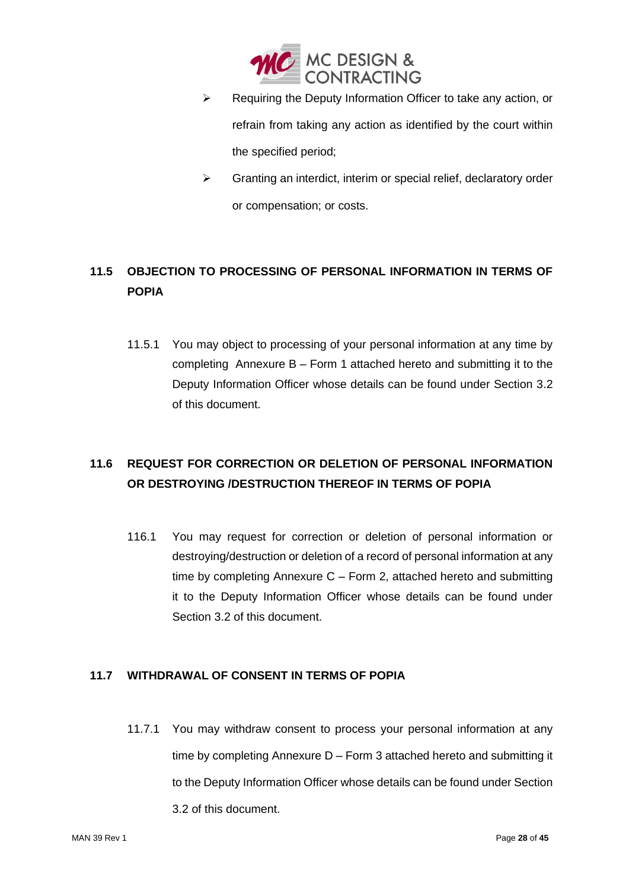- Requiring the Deputy Information Officer to take any action, or refrain from taking any action as identified by the court within the specified period;
- Granting an interdict, interim or special relief, declaratory order or compensation; or costs.

## 11.5 OBJECTION TO PROCESSING OF PERSONAL INFORMATION IN TERMS OF POPIA

11.5.1 You may object to processing of your personal information at any time by completing Annexure B – Form 1 attached hereto and submitting it to the Deputy Information Officer whose details can be found under Section 3.2 of this document.

## 11.6 REQUEST FOR CORRECTION OR DELETION OF PERSONAL INFORMATION OR DESTROYING /DESTRUCTION THEREOF IN TERMS OF POPIA

116.1 You may request for correction or deletion of personal information or destroying/destruction or deletion of a record of personal information at any time by completing Annexure C – Form 2, attached hereto and submitting it to the Deputy Information Officer whose details can be found under Section 3.2 of this document.

## 11.7 WITHDRAWAL OF CONSENT IN TERMS OF POPIA

11.7.1 You may withdraw consent to process your personal information at any time by completing Annexure D – Form 3 attached hereto and submitting it to the Deputy Information Officer whose details can be found under Section 3.2 of this document.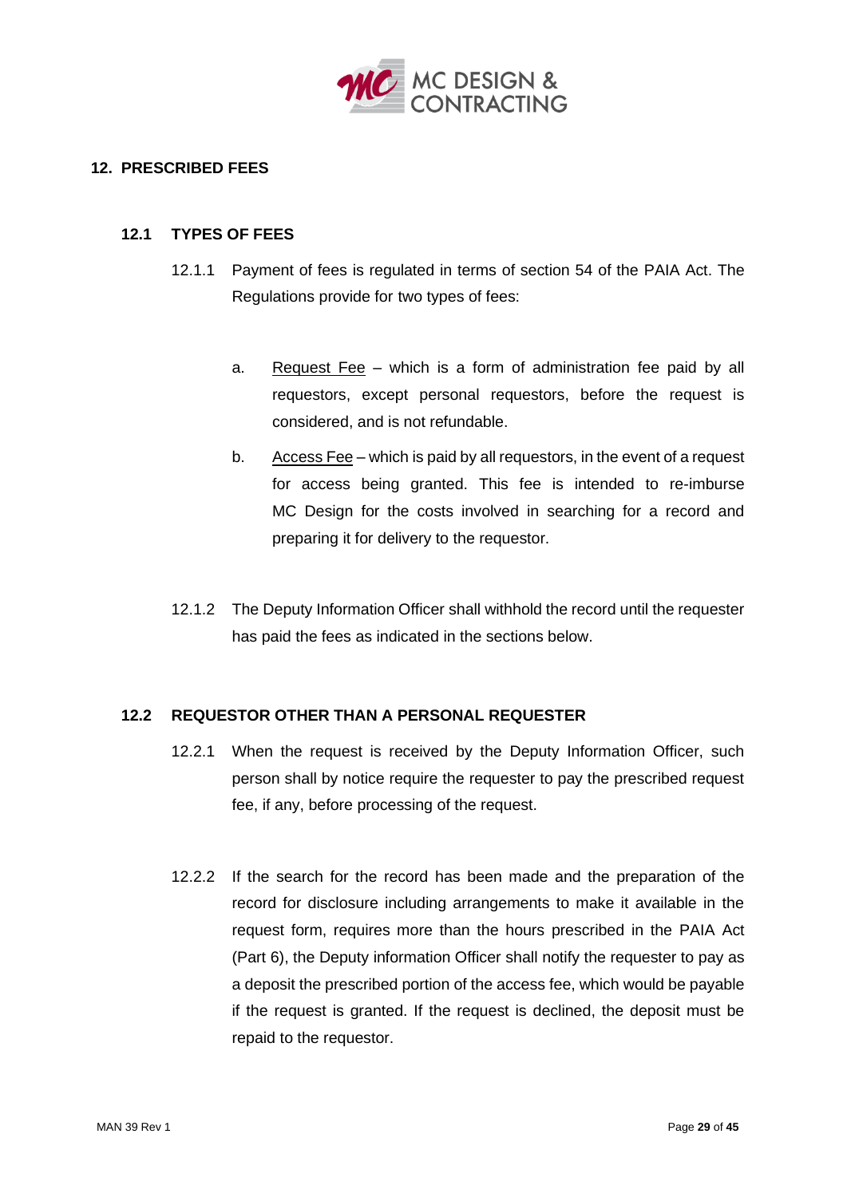## 12. PRESCRIBED FEES

### 12.1 TYPES OF FEES

12.1.1 Payment of fees is regulated in terms of section 54 of the PAIA Act. The Regulations provide for two types of fees:

a. Request Fee – which is a form of administration fee paid by all requestors, except personal requestors, before the request is considered, and is not refundable.

b. Access Fee – which is paid by all requestors, in the event of a request for access being granted. This fee is intended to re-imburse MC Design for the costs involved in searching for a record and preparing it for delivery to the requestor.

12.1.2 The Deputy Information Officer shall withhold the record until the requester has paid the fees as indicated in the sections below.

### 12.2 REQUESTOR OTHER THAN A PERSONAL REQUESTER

12.2.1 When the request is received by the Deputy Information Officer, such person shall by notice require the requester to pay the prescribed request fee, if any, before processing of the request.

12.2.2 If the search for the record has been made and the preparation of the record for disclosure including arrangements to make it available in the request form, requires more than the hours prescribed in the PAIA Act (Part 6), the Deputy information Officer shall notify the requester to pay as a deposit the prescribed portion of the access fee, which would be payable if the request is granted. If the request is declined, the deposit must be repaid to the requestor.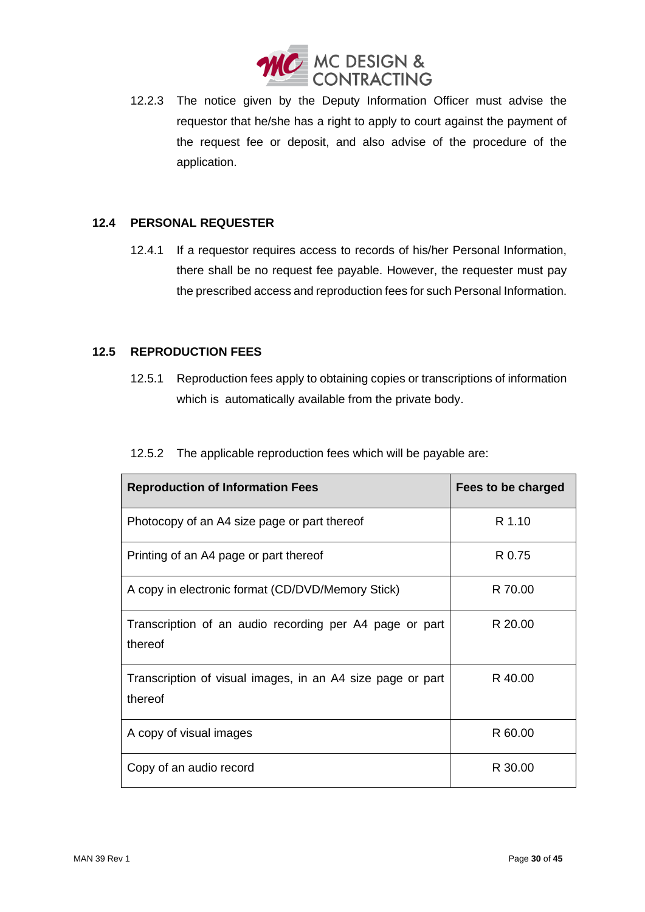12.2.3 The notice given by the Deputy Information Officer must advise the requestor that he/she has a right to apply to court against the payment of the request fee or deposit, and also advise of the procedure of the application.

## 12.4 PERSONAL REQUESTER

12.4.1 If a requestor requires access to records of his/her Personal Information, there shall be no request fee payable. However, the requester must pay the prescribed access and reproduction fees for such Personal Information.

## 12.5 REPRODUCTION FEES

12.5.1 Reproduction fees apply to obtaining copies or transcriptions of information which is automatically available from the private body.

12.5.2 The applicable reproduction fees which will be payable are:

| Reproduction of Information Fees | Fees to be charged |
|---|---|
| Photocopy of an A4 size page or part thereof | R 1.10 |
| Printing of an A4 page or part thereof | R 0.75 |
| A copy in electronic format (CD/DVD/Memory Stick) | R 70.00 |
| Transcription of an audio recording per A4 page or part thereof | R 20.00 |
| Transcription of visual images, in an A4 size page or part thereof | R 40.00 |
| A copy of visual images | R 60.00 |
| Copy of an audio record | R 30.00 |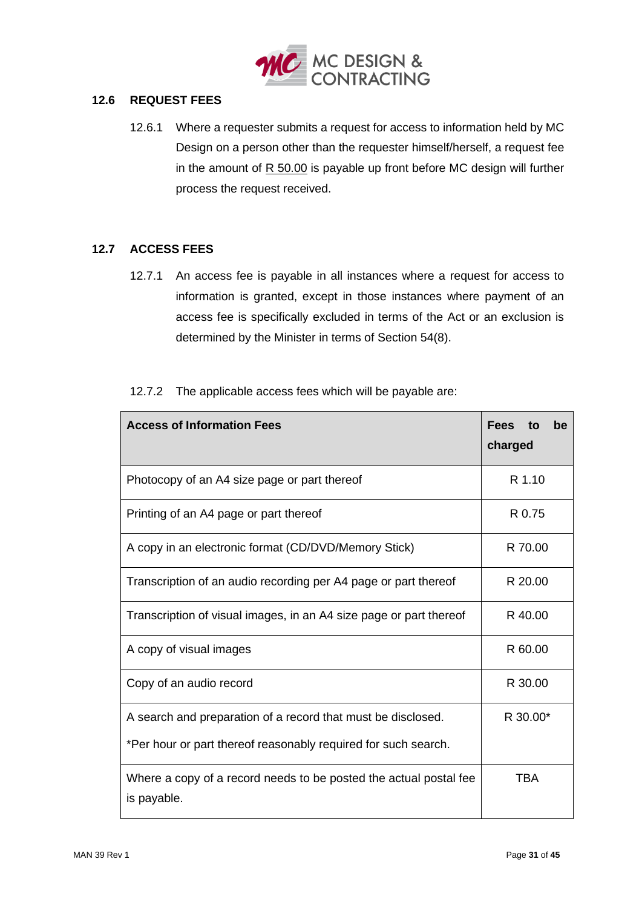## 12.6 REQUEST FEES

12.6.1 Where a requester submits a request for access to information held by MC Design on a person other than the requester himself/herself, a request fee in the amount of R 50.00 is payable up front before MC design will further process the request received.

## 12.7 ACCESS FEES

12.7.1 An access fee is payable in all instances where a request for access to information is granted, except in those instances where payment of an access fee is specifically excluded in terms of the Act or an exclusion is determined by the Minister in terms of Section 54(8).

12.7.2 The applicable access fees which will be payable are:

| Access of Information Fees | Fees to be charged |
|---|---|
| Photocopy of an A4 size page or part thereof | R 1.10 |
| Printing of an A4 page or part thereof | R 0.75 |
| A copy in an electronic format (CD/DVD/Memory Stick) | R 70.00 |
| Transcription of an audio recording per A4 page or part thereof | R 20.00 |
| Transcription of visual images, in an A4 size page or part thereof | R 40.00 |
| A copy of visual images | R 60.00 |
| Copy of an audio record | R 30.00 |
| A search and preparation of a record that must be disclosed.<br>*Per hour or part thereof reasonably required for such search. | R 30.00* |
| Where a copy of a record needs to be posted the actual postal fee is payable. | TBA |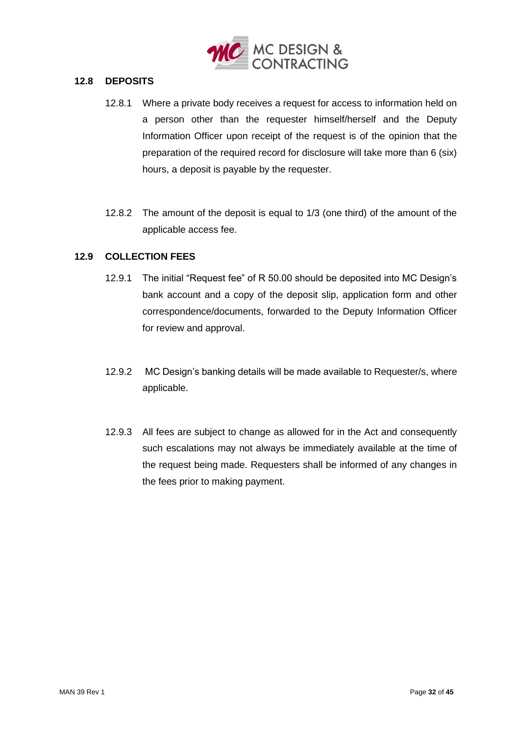### 12.8 DEPOSITS

12.8.1 Where a private body receives a request for access to information held on a person other than the requester himself/herself and the Deputy Information Officer upon receipt of the request is of the opinion that the preparation of the required record for disclosure will take more than 6 (six) hours, a deposit is payable by the requester.

12.8.2 The amount of the deposit is equal to 1/3 (one third) of the amount of the applicable access fee.

### 12.9 COLLECTION FEES

12.9.1 The initial "Request fee" of R 50.00 should be deposited into MC Design's bank account and a copy of the deposit slip, application form and other correspondence/documents, forwarded to the Deputy Information Officer for review and approval.

12.9.2 MC Design's banking details will be made available to Requester/s, where applicable.

12.9.3 All fees are subject to change as allowed for in the Act and consequently such escalations may not always be immediately available at the time of the request being made. Requesters shall be informed of any changes in the fees prior to making payment.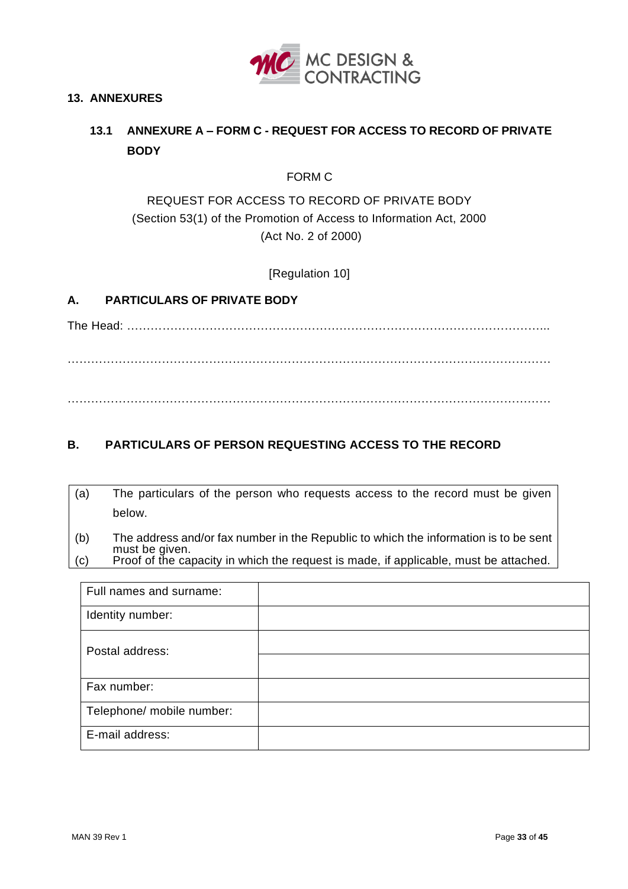## 13. ANNEXURES

### 13.1 ANNEXURE A – FORM C - REQUEST FOR ACCESS TO RECORD OF PRIVATE BODY

FORM C

REQUEST FOR ACCESS TO RECORD OF PRIVATE BODY
(Section 53(1) of the Promotion of Access to Information Act, 2000
(Act No. 2 of 2000)

[Regulation 10]

#### A. PARTICULARS OF PRIVATE BODY

The Head: ……………………………………………………………………………………………

……………………………………………………………………………………………………………

……………………………………………………………………………………………………………

#### B. PARTICULARS OF PERSON REQUESTING ACCESS TO THE RECORD

(a) The particulars of the person who requests access to the record must be given below.

(b) The address and/or fax number in the Republic to which the information is to be sent must be given.

(c) Proof of the capacity in which the request is made, if applicable, must be attached.

| | |
|---|---|
| Full names and surname: | |
| Identity number: | |
| Postal address: | |
| | |
| Fax number: | |
| Telephone/ mobile number: | |
| E-mail address: | |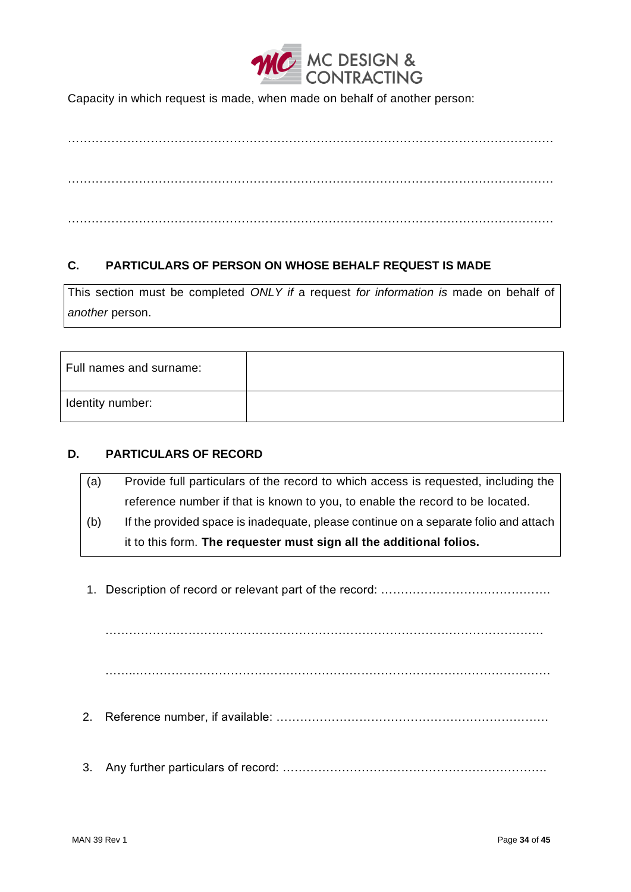Capacity in which request is made, when made on behalf of another person:

…………………………………………………………………………………………………………

…………………………………………………………………………………………………………

…………………………………………………………………………………………………………

## C. PARTICULARS OF PERSON ON WHOSE BEHALF REQUEST IS MADE

This section must be completed *ONLY if* a request *for information is* made on behalf of *another* person.

| Full names and surname: | |
|---|---|
| Identity number: | |

## D. PARTICULARS OF RECORD

(a) Provide full particulars of the record to which access is requested, including the reference number if that is known to you, to enable the record to be located.

(b) If the provided space is inadequate, please continue on a separate folio and attach it to this form. **The requester must sign all the additional folios.**

1. Description of record or relevant part of the record: ……………………………………..

   ……………………………………………………………………………………………………

   ……………………………………………………………………………………………………

2. Reference number, if available: …………………………………………………………

3. Any further particulars of record: ………………………………………………………….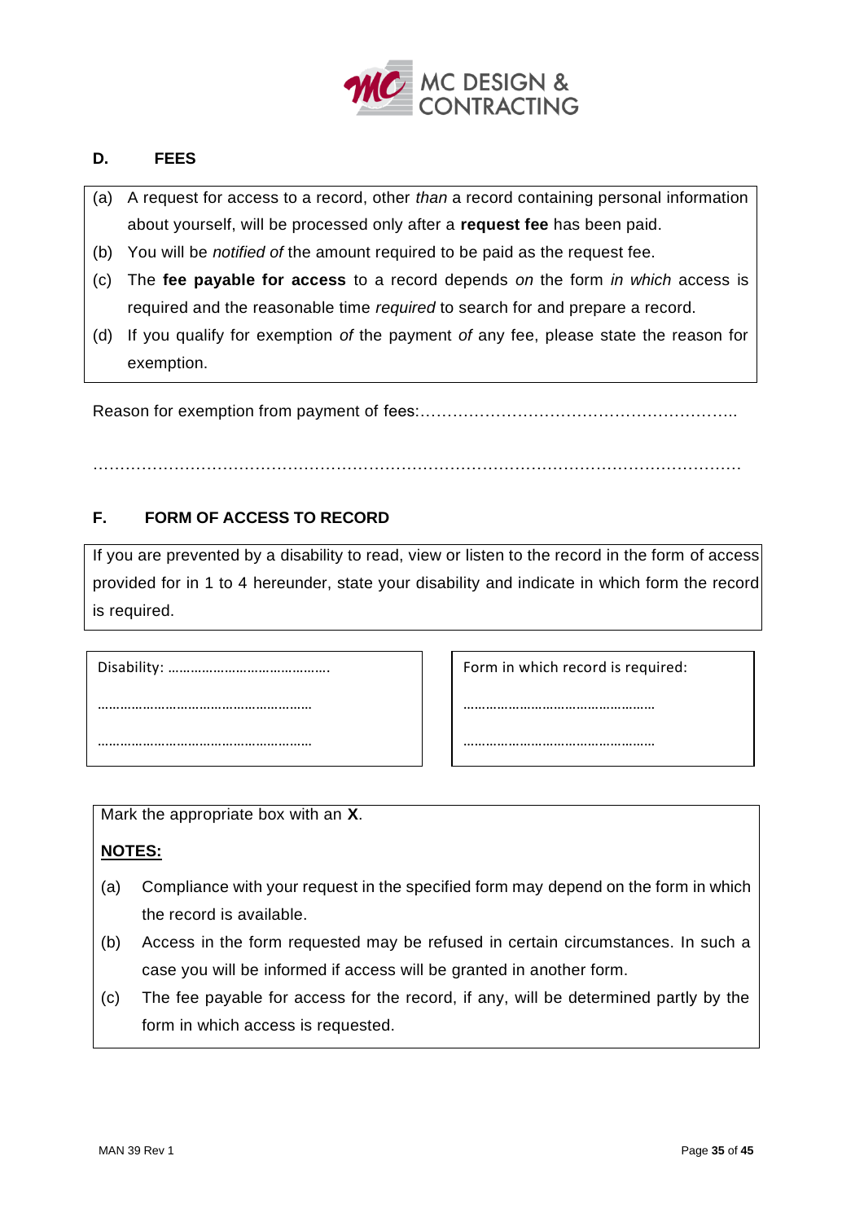## D. FEES

(a) A request for access to a record, other *than* a record containing personal information about yourself, will be processed only after a **request fee** has been paid.

(b) You will be *notified of* the amount required to be paid as the request fee.

(c) The **fee payable for access** to a record depends *on* the form *in which* access is required and the reasonable time *required* to search for and prepare a record.

(d) If you qualify for exemption *of* the payment *of* any fee, please state the reason for exemption.

Reason for exemption from payment of fees:…………………………………………………..

…………………………………………………………………………………………………………

## F. FORM OF ACCESS TO RECORD

If you are prevented by a disability to read, view or listen to the record in the form of access provided for in 1 to 4 hereunder, state your disability and indicate in which form the record is required.

| Disability: ……………………………………. | Form in which record is required: |
|---|---|
| ………………………………………………… | …………………………………………… |
| ………………………………………………… | …………………………………………… |

Mark the appropriate box with an **X**.

**NOTES:**

(a) Compliance with your request in the specified form may depend on the form in which the record is available.

(b) Access in the form requested may be refused in certain circumstances. In such a case you will be informed if access will be granted in another form.

(c) The fee payable for access for the record, if any, will be determined partly by the form in which access is requested.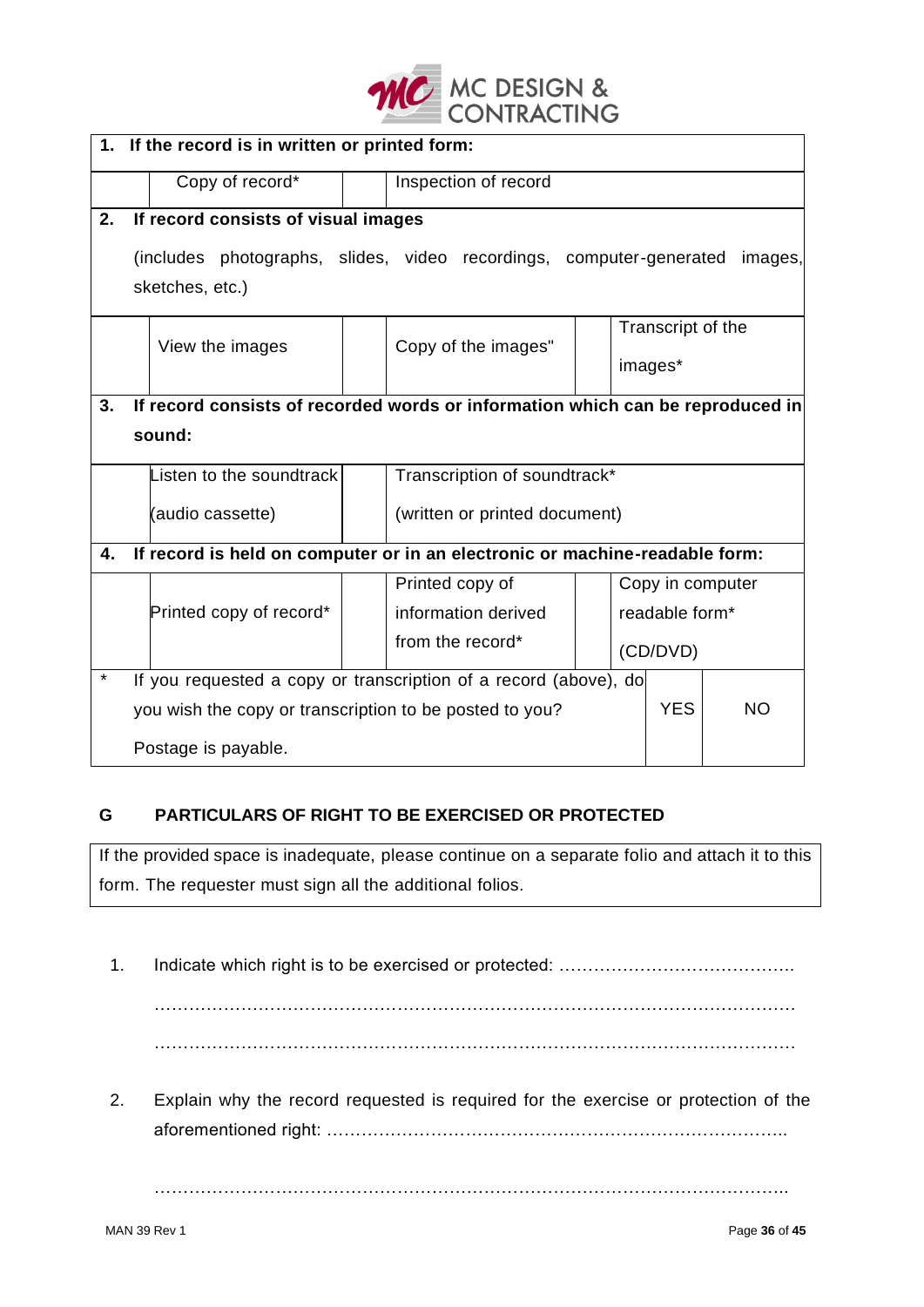| | | | | | |
|---|---|---|---|---|---|
| **1.** | **If the record is in written or printed form:** | | | | |
| | Copy of record* | | Inspection of record | | |
| **2.** | **If record consists of visual images** (includes photographs, slides, video recordings, computer-generated images, sketches, etc.) | | | | |
| | View the images | | Copy of the images" | | Transcript of the images* |
| **3.** | **If record consists of recorded words or information which can be reproduced in sound:** | | | | |
| | Listen to the soundtrack (audio cassette) | | Transcription of soundtrack* (written or printed document) | | |
| **4.** | **If record is held on computer or in an electronic or machine-readable form:** | | | | |
| | Printed copy of record* | | Printed copy of information derived from the record* | | Copy in computer readable form* (CD/DVD) |

| | | | |
|---|---|---|---|
| * | If you requested a copy or transcription of a record (above), do you wish the copy or transcription to be posted to you? Postage is payable. | YES | NO |

## G PARTICULARS OF RIGHT TO BE EXERCISED OR PROTECTED

If the provided space is inadequate, please continue on a separate folio and attach it to this form. The requester must sign all the additional folios.

1. Indicate which right is to be exercised or protected: ………………………………….

   ……………………………………………………………………………………………………

   ……………………………………………………………………………………………………

2. Explain why the record requested is required for the exercise or protection of the aforementioned right: ………………………………………………………………………..

   ……………………………………………………………………………………………………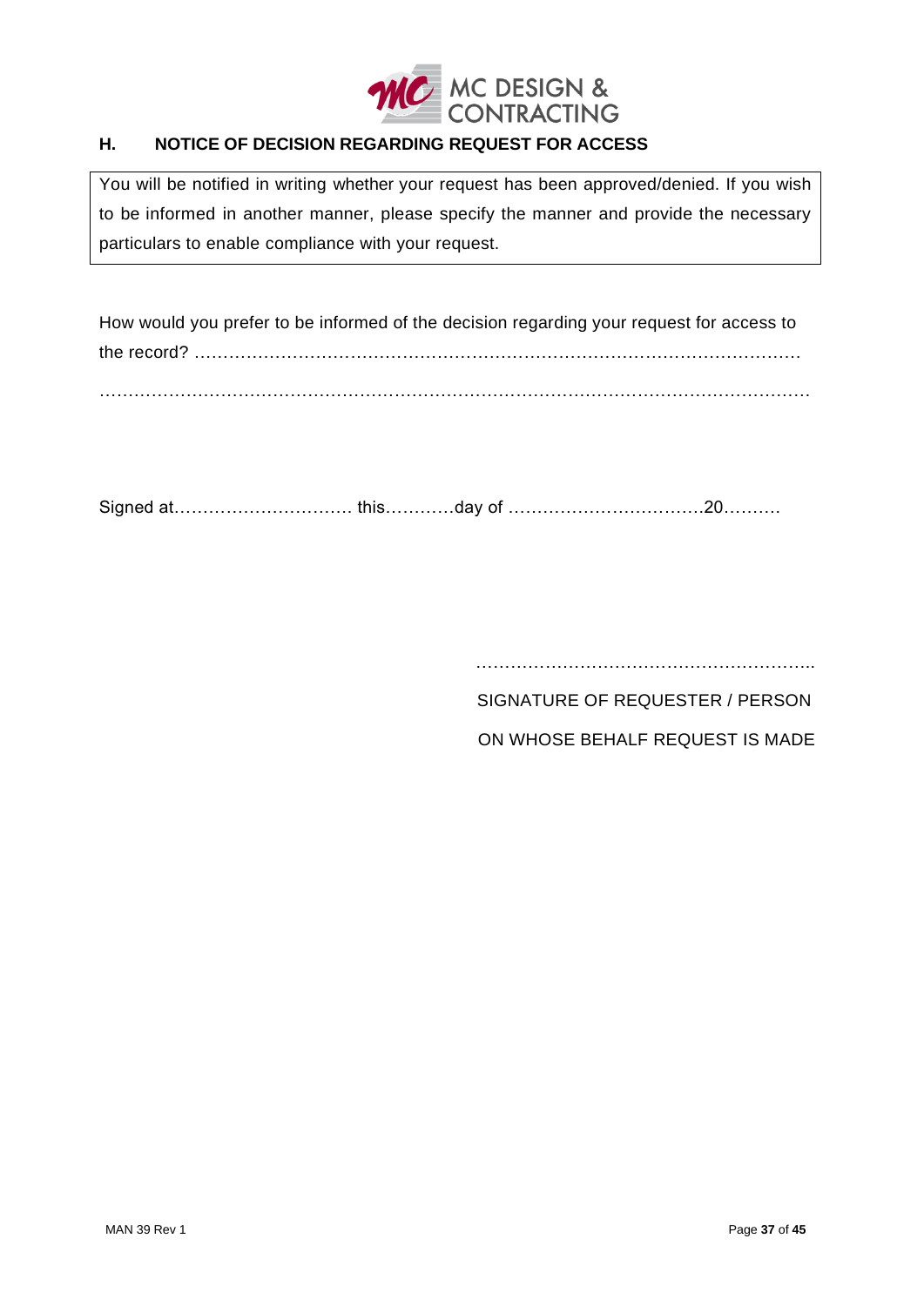## H. NOTICE OF DECISION REGARDING REQUEST FOR ACCESS

| You will be notified in writing whether your request has been approved/denied. If you wish to be informed in another manner, please specify the manner and provide the necessary particulars to enable compliance with your request. |
|---|

How would you prefer to be informed of the decision regarding your request for access to the record? ………………………………………………………………………………………………

…………………………………………………………………………………………………………

Signed at…………………………. this…………day of …………………………….20……….

…………………………………………………..

SIGNATURE OF REQUESTER / PERSON

ON WHOSE BEHALF REQUEST IS MADE

MAN 39 Rev 1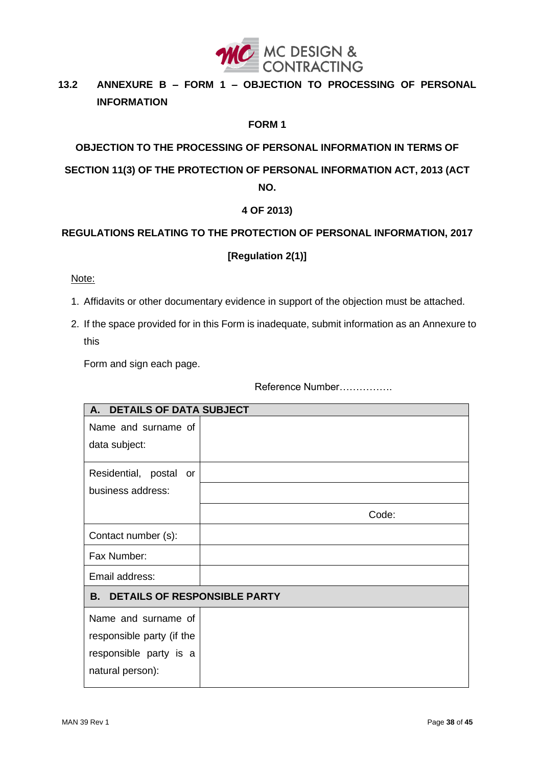## 13.2 ANNEXURE B – FORM 1 – OBJECTION TO PROCESSING OF PERSONAL INFORMATION

**FORM 1**

**OBJECTION TO THE PROCESSING OF PERSONAL INFORMATION IN TERMS OF SECTION 11(3) OF THE PROTECTION OF PERSONAL INFORMATION ACT, 2013 (ACT NO. 4 OF 2013)**

**REGULATIONS RELATING TO THE PROTECTION OF PERSONAL INFORMATION, 2017**

**[Regulation 2(1)]**

Note:

1. Affidavits or other documentary evidence in support of the objection must be attached.
2. If the space provided for in this Form is inadequate, submit information as an Annexure to this Form and sign each page.

Reference Number…………….

| **A. DETAILS OF DATA SUBJECT** | |
|---|---|
| Name and surname of data subject: | |
| Residential, postal or business address: | |
| | |
| | Code: |
| Contact number (s): | |
| Fax Number: | |
| Email address: | |
| **B. DETAILS OF RESPONSIBLE PARTY** | |
| Name and surname of responsible party (if the responsible party is a natural person): | |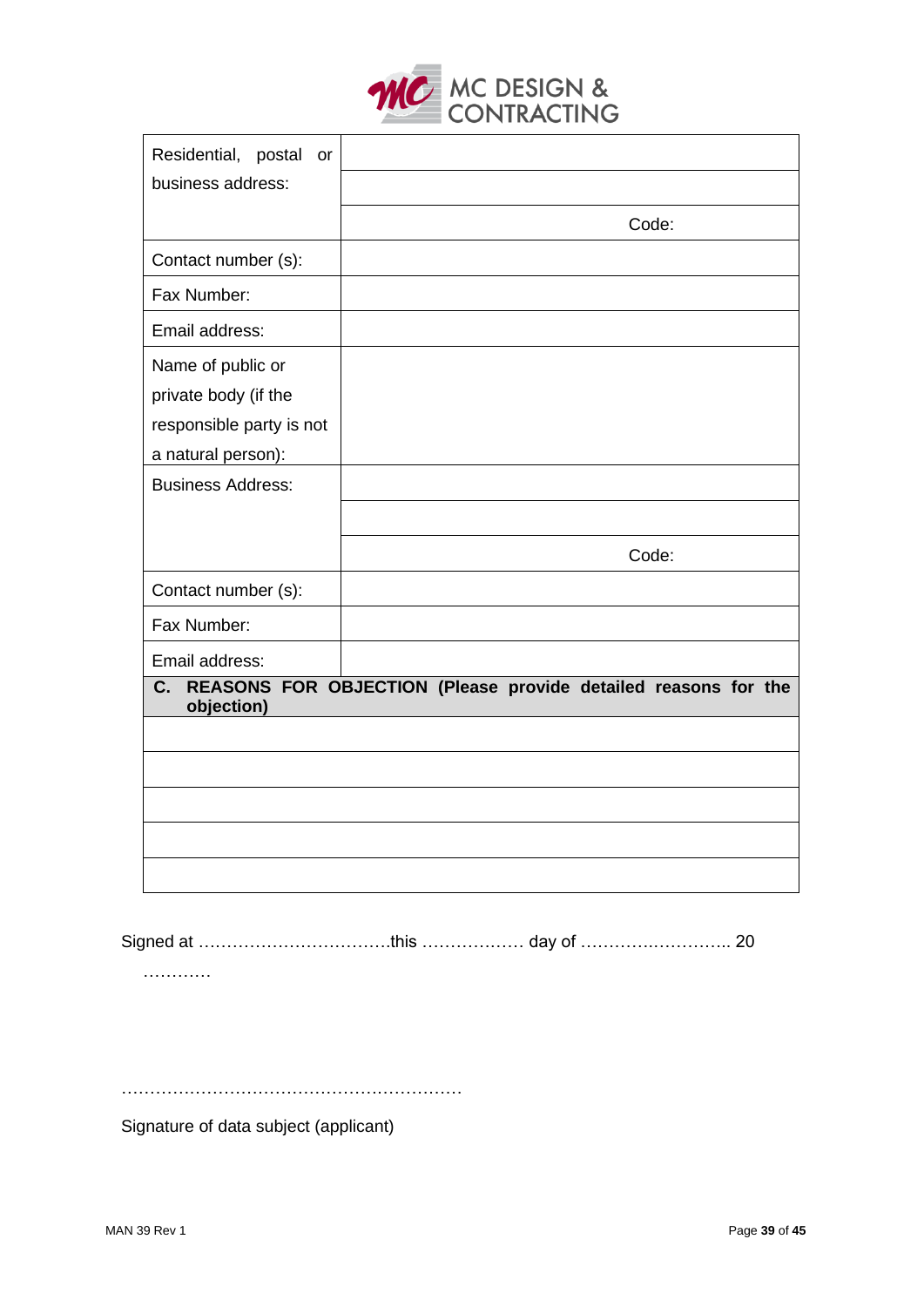| | |
|---|---|
| Residential, postal or business address: | |
| | |
| | Code: |
| Contact number (s): | |
| Fax Number: | |
| Email address: | |
| Name of public or private body (if the responsible party is not a natural person): | |
| Business Address: | |
| | |
| | Code: |
| Contact number (s): | |
| Fax Number: | |
| Email address: | |

| **C. REASONS FOR OBJECTION (Please provide detailed reasons for the objection)** |
|---|
| |
| |
| |
| |
| |

Signed at …………………………….this ……………… day of ……………………….. 20 …………

……………………………………………………

Signature of data subject (applicant)

MAN 39 Rev 1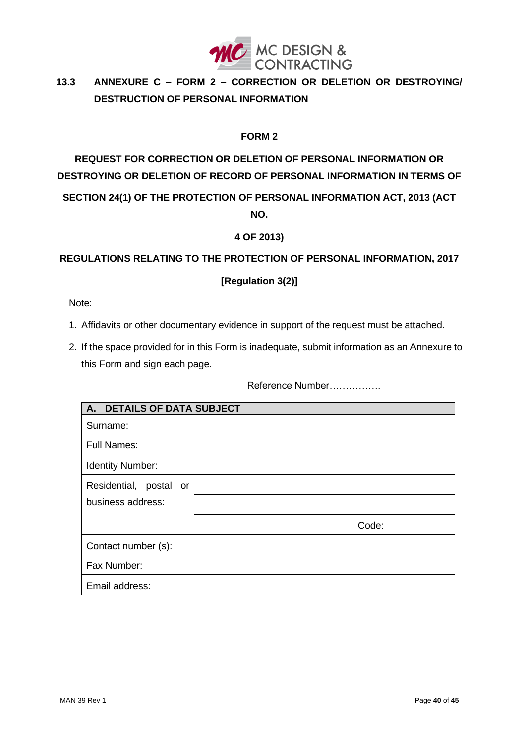## 13.3 ANNEXURE C – FORM 2 – CORRECTION OR DELETION OR DESTROYING/ DESTRUCTION OF PERSONAL INFORMATION

**FORM 2**

**REQUEST FOR CORRECTION OR DELETION OF PERSONAL INFORMATION OR DESTROYING OR DELETION OF RECORD OF PERSONAL INFORMATION IN TERMS OF SECTION 24(1) OF THE PROTECTION OF PERSONAL INFORMATION ACT, 2013 (ACT NO. 4 OF 2013)**

**REGULATIONS RELATING TO THE PROTECTION OF PERSONAL INFORMATION, 2017**

**[Regulation 3(2)]**

Note:

1. Affidavits or other documentary evidence in support of the request must be attached.
2. If the space provided for in this Form is inadequate, submit information as an Annexure to this Form and sign each page.

Reference Number…………….

| **A. DETAILS OF DATA SUBJECT** | |
|---|---|
| Surname: | |
| Full Names: | |
| Identity Number: | |
| Residential, postal or business address: | |
| | |
| | Code: |
| Contact number (s): | |
| Fax Number: | |
| Email address: | |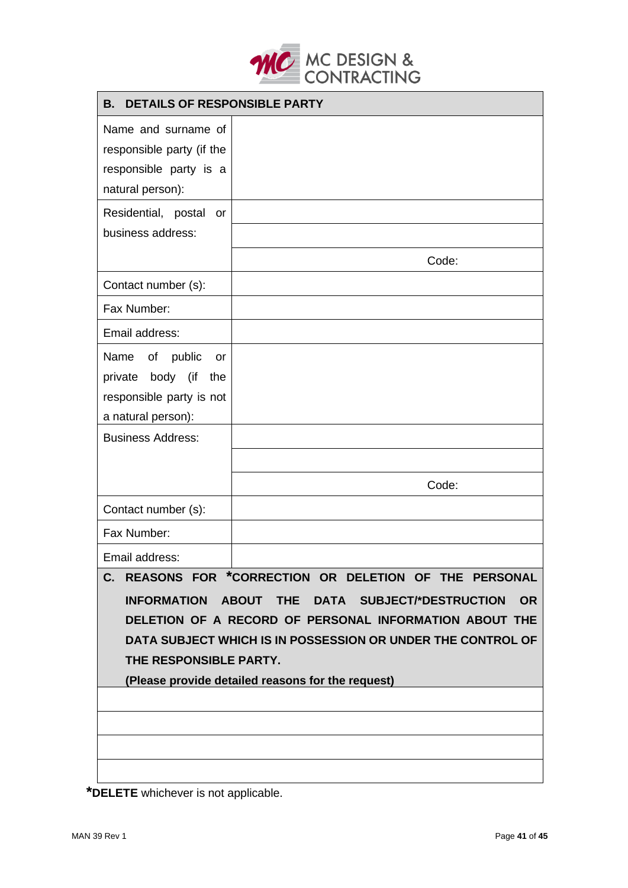| **B. DETAILS OF RESPONSIBLE PARTY** | |
|---|---|
| Name and surname of responsible party (if the responsible party is a natural person): | |
| Residential, postal or business address: | |
| | |
| | Code: |
| Contact number (s): | |
| Fax Number: | |
| Email address: | |
| Name of public or private body (if the responsible party is not a natural person): | |
| Business Address: | |
| | |
| | Code: |
| Contact number (s): | |
| Fax Number: | |
| Email address: | |

| **C. REASONS FOR *CORRECTION OR DELETION OF THE PERSONAL INFORMATION ABOUT THE DATA SUBJECT/*DESTRUCTION OR DELETION OF A RECORD OF PERSONAL INFORMATION ABOUT THE DATA SUBJECT WHICH IS IN POSSESSION OR UNDER THE CONTROL OF THE RESPONSIBLE PARTY.** <br> **(Please provide detailed reasons for the request)** |
|---|
| |
| |
| |
| |

***DELETE** whichever is not applicable.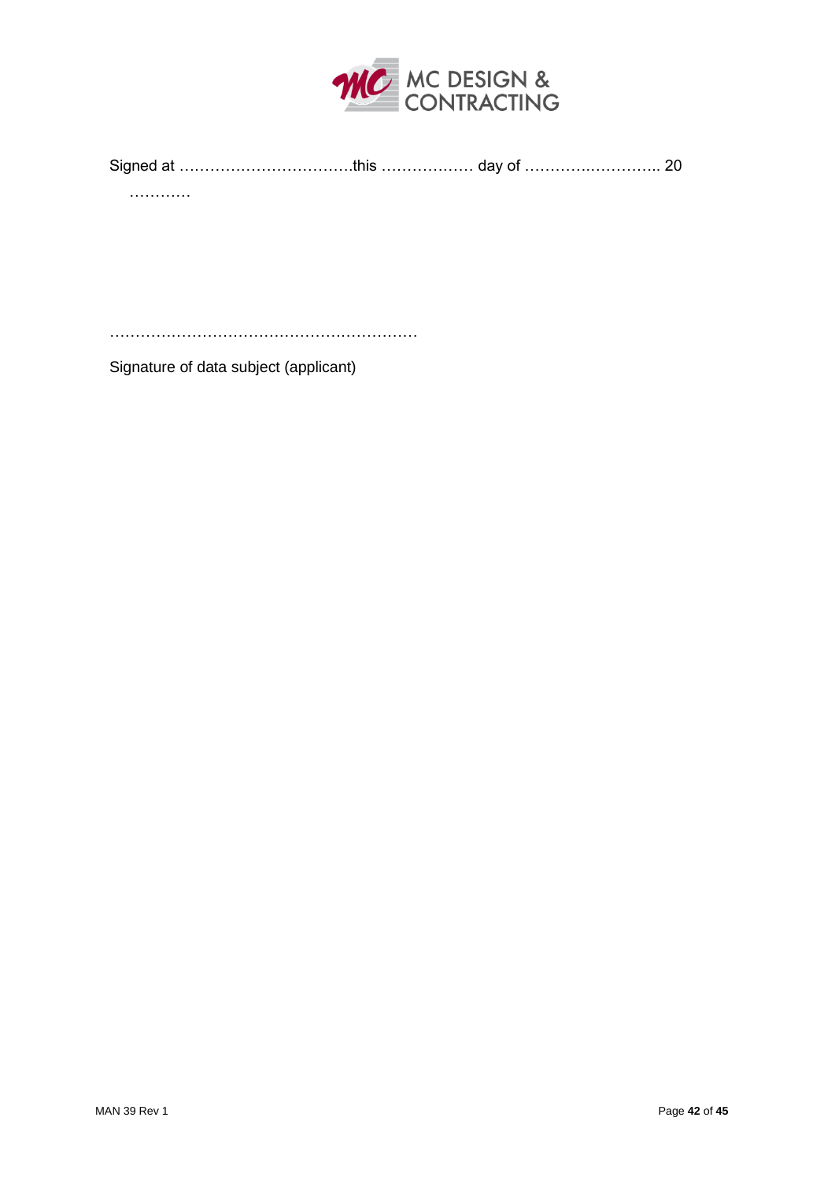Signed at …………………………….this ……………… day of ………….………….. 20 …………

…………………………………………………

Signature of data subject (applicant)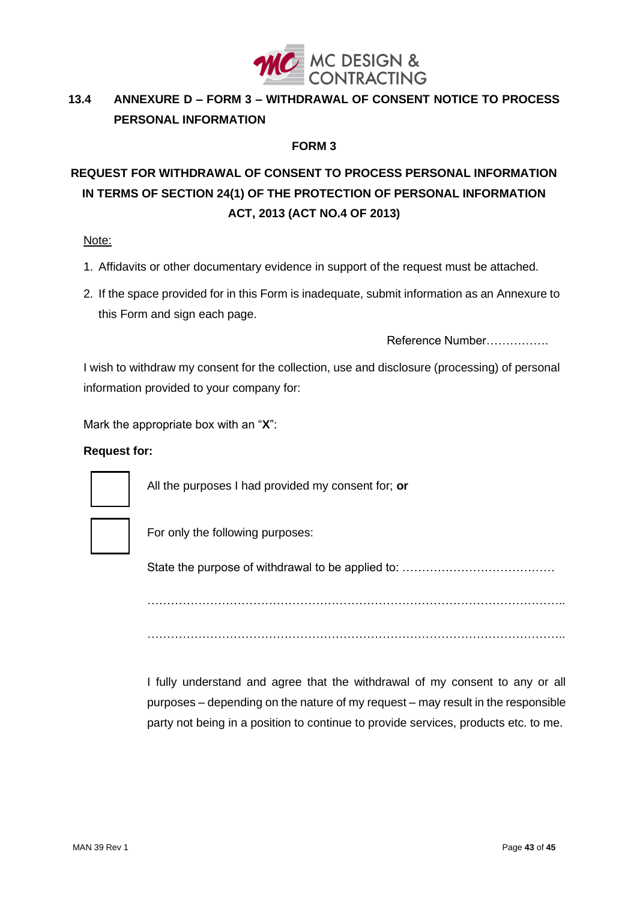## 13.4 ANNEXURE D – FORM 3 – WITHDRAWAL OF CONSENT NOTICE TO PROCESS PERSONAL INFORMATION

**FORM 3**

**REQUEST FOR WITHDRAWAL OF CONSENT TO PROCESS PERSONAL INFORMATION IN TERMS OF SECTION 24(1) OF THE PROTECTION OF PERSONAL INFORMATION ACT, 2013 (ACT NO.4 OF 2013)**

Note:

1. Affidavits or other documentary evidence in support of the request must be attached.
2. If the space provided for in this Form is inadequate, submit information as an Annexure to this Form and sign each page.

Reference Number…………….

I wish to withdraw my consent for the collection, use and disclosure (processing) of personal information provided to your company for:

Mark the appropriate box with an "**X**":

**Request for:**

☐ All the purposes I had provided my consent for; **or**

☐ For only the following purposes:

State the purpose of withdrawal to be applied to: …………………………………

…………………………………………………………………………………………..

…………………………………………………………………………………………..

I fully understand and agree that the withdrawal of my consent to any or all purposes – depending on the nature of my request – may result in the responsible party not being in a position to continue to provide services, products etc. to me.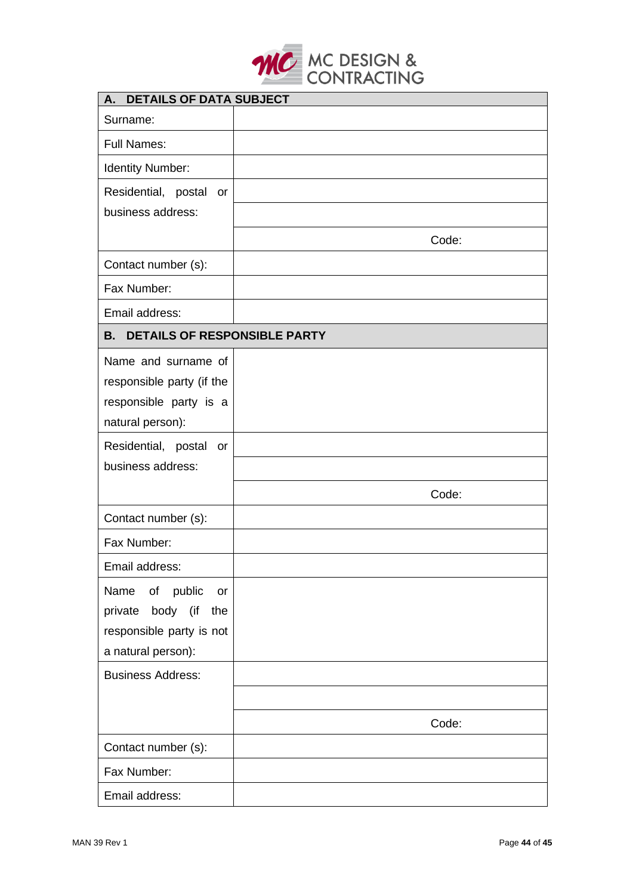| A. DETAILS OF DATA SUBJECT | |
|---|---|
| Surname: | |
| Full Names: | |
| Identity Number: | |
| Residential, postal or business address: | |
| | |
| | Code: |
| Contact number (s): | |
| Fax Number: | |
| Email address: | |
| **B. DETAILS OF RESPONSIBLE PARTY** | |
| Name and surname of responsible party (if the responsible party is a natural person): | |
| Residential, postal or business address: | |
| | |
| | Code: |
| Contact number (s): | |
| Fax Number: | |
| Email address: | |
| Name of public or private body (if the responsible party is not a natural person): | |
| Business Address: | |
| | |
| | Code: |
| Contact number (s): | |
| Fax Number: | |
| Email address: | |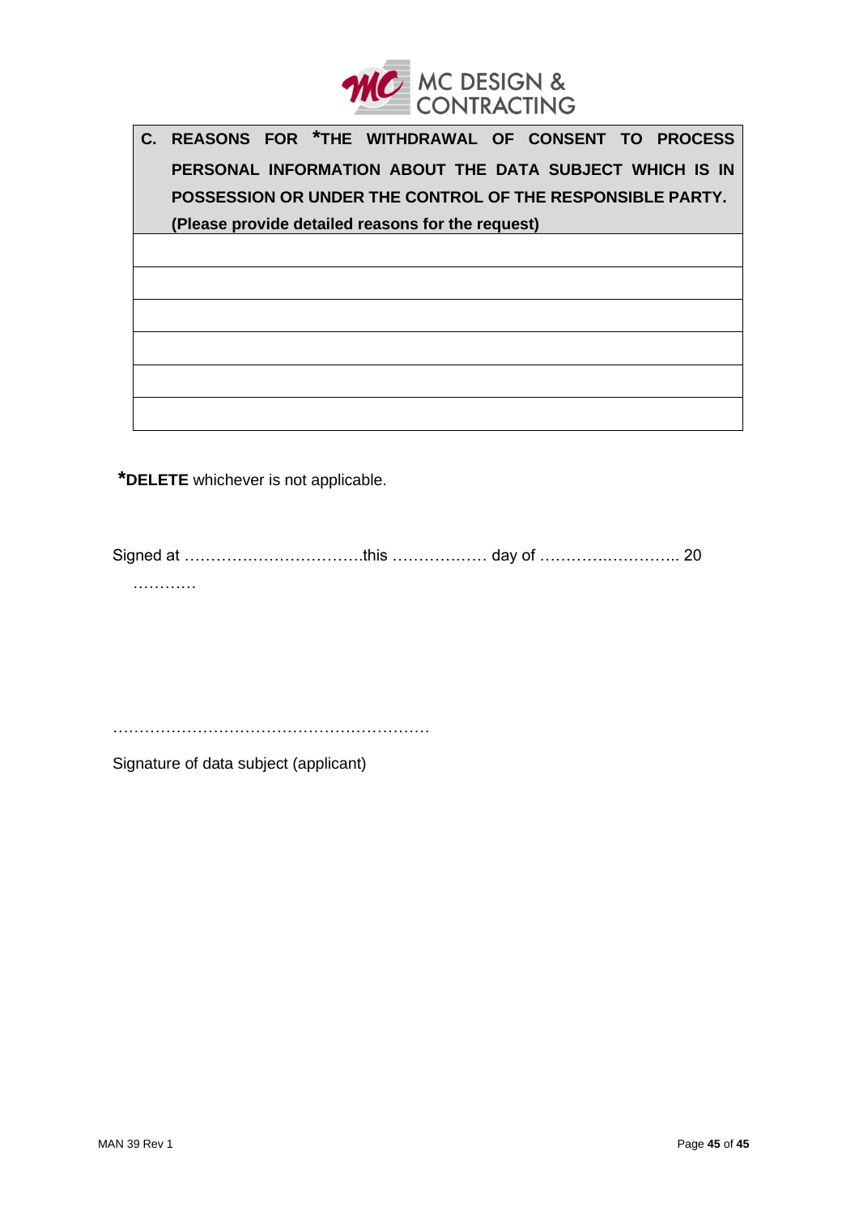| C. REASONS FOR *THE WITHDRAWAL OF CONSENT TO PROCESS PERSONAL INFORMATION ABOUT THE DATA SUBJECT WHICH IS IN POSSESSION OR UNDER THE CONTROL OF THE RESPONSIBLE PARTY. (Please provide detailed reasons for the request) |
|---|
| |
| |
| |
| |
| |
| |

***DELETE** whichever is not applicable.

Signed at …………………………….this ……………… day of ………….………….. 20 …………

…………………………………………………

Signature of data subject (applicant)